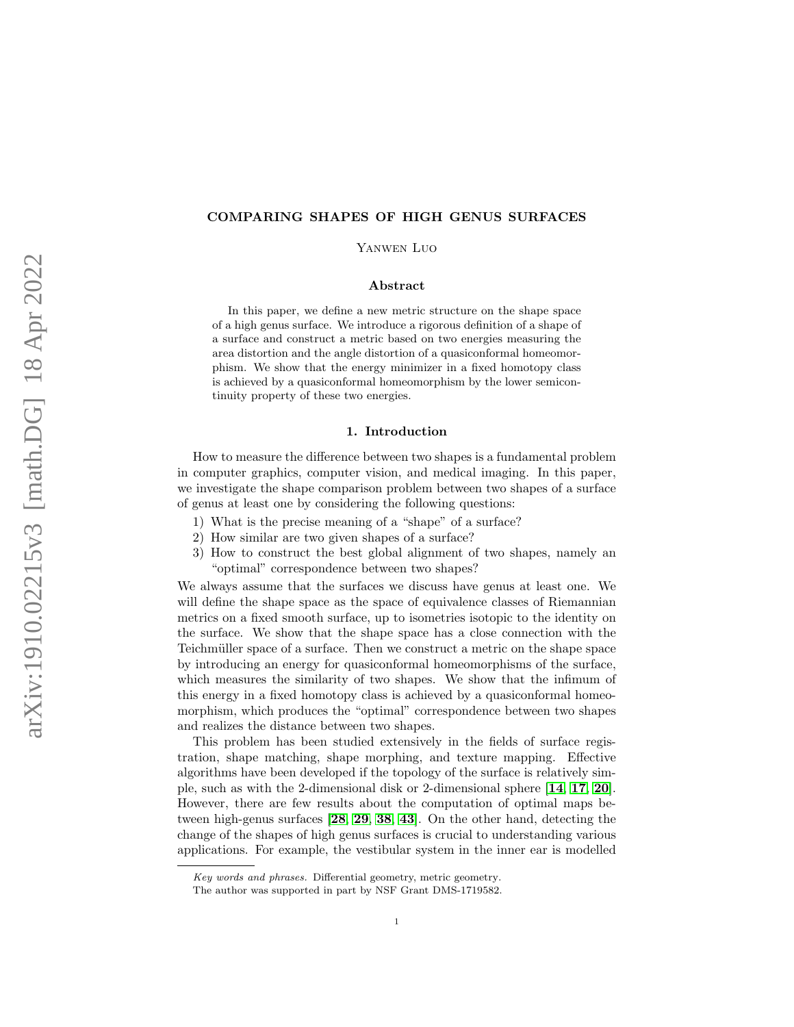# COMPARING SHAPES OF HIGH GENUS SURFACES

Yanwen Luo

## Abstract

In this paper, we define a new metric structure on the shape space of a high genus surface. We introduce a rigorous definition of a shape of a surface and construct a metric based on two energies measuring the area distortion and the angle distortion of a quasiconformal homeomorphism. We show that the energy minimizer in a fixed homotopy class is achieved by a quasiconformal homeomorphism by the lower semicontinuity property of these two energies.

## 1. Introduction

How to measure the difference between two shapes is a fundamental problem in computer graphics, computer vision, and medical imaging. In this paper, we investigate the shape comparison problem between two shapes of a surface of genus at least one by considering the following questions:

1) What is the precise meaning of a "shape" of a surface?
2) How similar are two given shapes of a surface?
3) How to construct the best global alignment of two shapes, namely an "optimal" correspondence between two shapes?

We always assume that the surfaces we discuss have genus at least one. We will define the shape space as the space of equivalence classes of Riemannian metrics on a fixed smooth surface, up to isometries isotopic to the identity on the surface. We show that the shape space has a close connection with the Teichmüller space of a surface. Then we construct a metric on the shape space by introducing an energy for quasiconformal homeomorphisms of the surface, which measures the similarity of two shapes. We show that the infimum of this energy in a fixed homotopy class is achieved by a quasiconformal homeomorphism, which produces the "optimal" correspondence between two shapes and realizes the distance between two shapes.

This problem has been studied extensively in the fields of surface registration, shape matching, shape morphing, and texture mapping. Effective algorithms have been developed if the topology of the surface is relatively simple, such as with the 2-dimensional disk or 2-dimensional sphere [14, 17, 20]. However, there are few results about the computation of optimal maps between high-genus surfaces [28, 29, 38, 43]. On the other hand, detecting the change of the shapes of high genus surfaces is crucial to understanding various applications. For example, the vestibular system in the inner ear is modelled

---

*Key words and phrases.* Differential geometry, metric geometry.

The author was supported in part by NSF Grant DMS-1719582.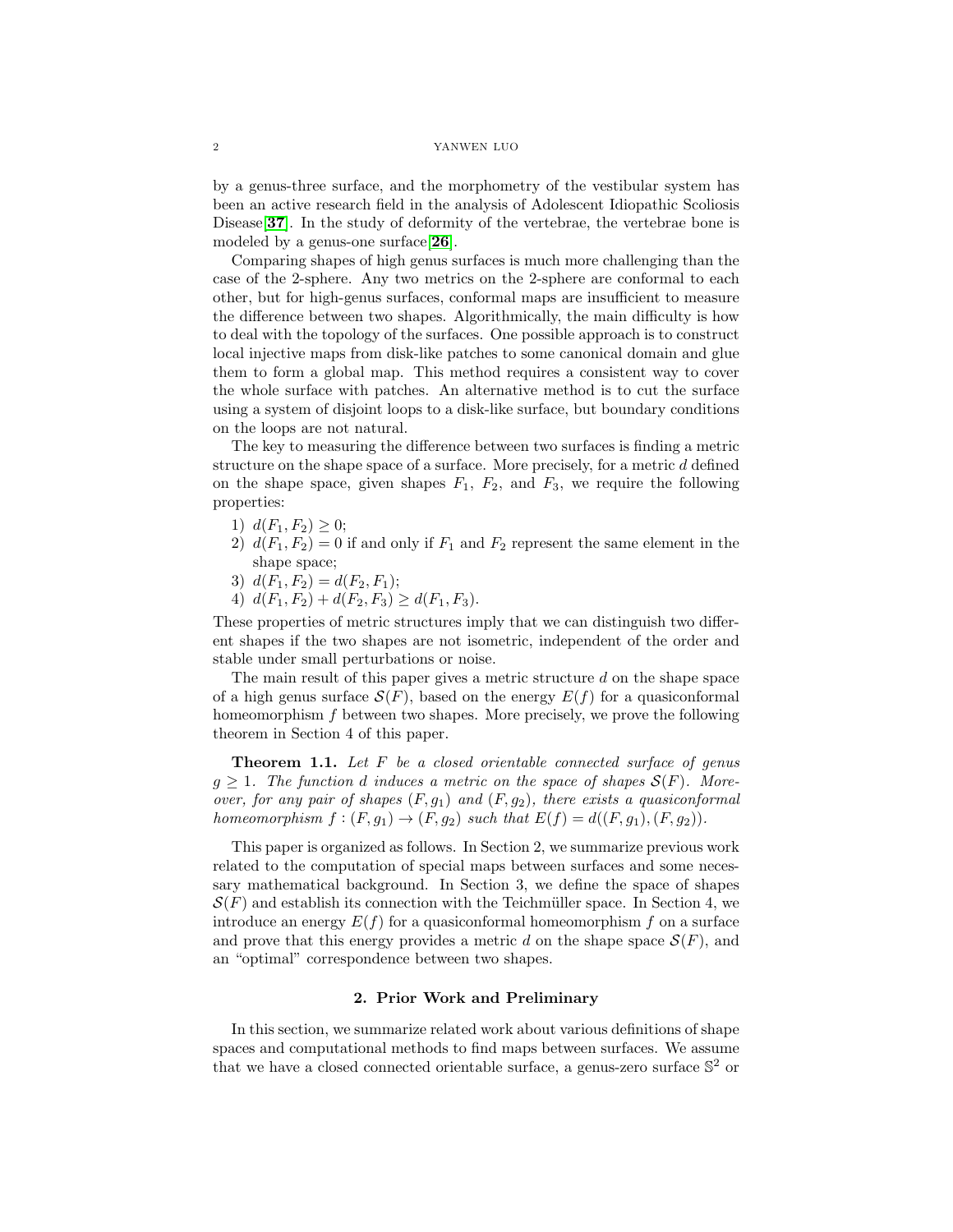by a genus-three surface, and the morphometry of the vestibular system has been an active research field in the analysis of Adolescent Idiopathic Scoliosis Disease[**37**]. In the study of deformity of the vertebrae, the vertebrae bone is modeled by a genus-one surface[**26**].

Comparing shapes of high genus surfaces is much more challenging than the case of the 2-sphere. Any two metrics on the 2-sphere are conformal to each other, but for high-genus surfaces, conformal maps are insufficient to measure the difference between two shapes. Algorithmically, the main difficulty is how to deal with the topology of the surfaces. One possible approach is to construct local injective maps from disk-like patches to some canonical domain and glue them to form a global map. This method requires a consistent way to cover the whole surface with patches. An alternative method is to cut the surface using a system of disjoint loops to a disk-like surface, but boundary conditions on the loops are not natural.

The key to measuring the difference between two surfaces is finding a metric structure on the shape space of a surface. More precisely, for a metric $d$ defined on the shape space, given shapes $F_1$, $F_2$, and $F_3$, we require the following properties:

1) $d(F_1, F_2) \geq 0$;
2) $d(F_1, F_2) = 0$ if and only if $F_1$ and $F_2$ represent the same element in the shape space;
3) $d(F_1, F_2) = d(F_2, F_1)$;
4) $d(F_1, F_2) + d(F_2, F_3) \geq d(F_1, F_3)$.

These properties of metric structures imply that we can distinguish two different shapes if the two shapes are not isometric, independent of the order and stable under small perturbations or noise.

The main result of this paper gives a metric structure $d$ on the shape space of a high genus surface $\mathcal{S}(F)$, based on the energy $E(f)$ for a quasiconformal homeomorphism $f$ between two shapes. More precisely, we prove the following theorem in Section 4 of this paper.

**Theorem 1.1.** *Let $F$ be a closed orientable connected surface of genus $g \geq 1$. The function $d$ induces a metric on the space of shapes $\mathcal{S}(F)$. Moreover, for any pair of shapes $(F, g_1)$ and $(F, g_2)$, there exists a quasiconformal homeomorphism $f : (F, g_1) \to (F, g_2)$ such that $E(f) = d((F, g_1), (F, g_2))$.*

This paper is organized as follows. In Section 2, we summarize previous work related to the computation of special maps between surfaces and some necessary mathematical background. In Section 3, we define the space of shapes $\mathcal{S}(F)$ and establish its connection with the Teichmüller space. In Section 4, we introduce an energy $E(f)$ for a quasiconformal homeomorphism $f$ on a surface and prove that this energy provides a metric $d$ on the shape space $\mathcal{S}(F)$, and an "optimal" correspondence between two shapes.

## 2. Prior Work and Preliminary

In this section, we summarize related work about various definitions of shape spaces and computational methods to find maps between surfaces. We assume that we have a closed connected orientable surface, a genus-zero surface $\mathbb{S}^2$ or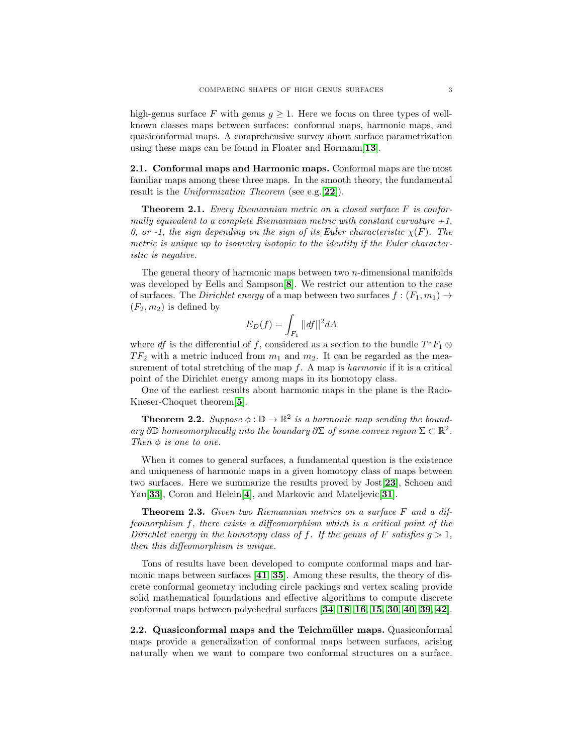high-genus surface $F$ with genus $g \geq 1$. Here we focus on three types of well-known classes maps between surfaces: conformal maps, harmonic maps, and quasiconformal maps. A comprehensive survey about surface parametrization using these maps can be found in Floater and Hormann[13].

### 2.1. Conformal maps and Harmonic maps.

Conformal maps are the most familiar maps among these three maps. In the smooth theory, the fundamental result is the *Uniformization Theorem* (see e.g.[22]).

**Theorem 2.1.** *Every Riemannian metric on a closed surface $F$ is conformally equivalent to a complete Riemannian metric with constant curvature +1, 0, or -1, the sign depending on the sign of its Euler characteristic $\chi(F)$. The metric is unique up to isometry isotopic to the identity if the Euler characteristic is negative.*

The general theory of harmonic maps between two $n$-dimensional manifolds was developed by Eells and Sampson[8]. We restrict our attention to the case of surfaces. The *Dirichlet energy* of a map between two surfaces $f : (F_1, m_1) \to (F_2, m_2)$ is defined by

$$E_D(f) = \int_{F_1} ||df||^2 dA$$

where $df$ is the differential of $f$, considered as a section to the bundle $T^*F_1 \otimes TF_2$ with a metric induced from $m_1$ and $m_2$. It can be regarded as the measurement of total stretching of the map $f$. A map is *harmonic* if it is a critical point of the Dirichlet energy among maps in its homotopy class.

One of the earliest results about harmonic maps in the plane is the Rado-Kneser-Choquet theorem[5].

**Theorem 2.2.** *Suppose $\phi : \mathbb{D} \to \mathbb{R}^2$ is a harmonic map sending the boundary $\partial\mathbb{D}$ homeomorphically into the boundary $\partial\Sigma$ of some convex region $\Sigma \subset \mathbb{R}^2$. Then $\phi$ is one to one.*

When it comes to general surfaces, a fundamental question is the existence and uniqueness of harmonic maps in a given homotopy class of maps between two surfaces. Here we summarize the results proved by Jost[23], Schoen and Yau[33], Coron and Helein[4], and Markovic and Mateljevic[31].

**Theorem 2.3.** *Given two Riemannian metrics on a surface $F$ and a diffeomorphism $f$, there exists a diffeomorphism which is a critical point of the Dirichlet energy in the homotopy class of $f$. If the genus of $F$ satisfies $g > 1$, then this diffeomorphism is unique.*

Tons of results have been developed to compute conformal maps and harmonic maps between surfaces [41, 35]. Among these results, the theory of discrete conformal geometry including circle packings and vertex scaling provide solid mathematical foundations and effective algorithms to compute discrete conformal maps between polyehedral surfaces [34, 18, 16, 15, 30, 40, 39, 42].

### 2.2. Quasiconformal maps and the Teichmüller maps.

Quasiconformal maps provide a generalization of conformal maps between surfaces, arising naturally when we want to compare two conformal structures on a surface.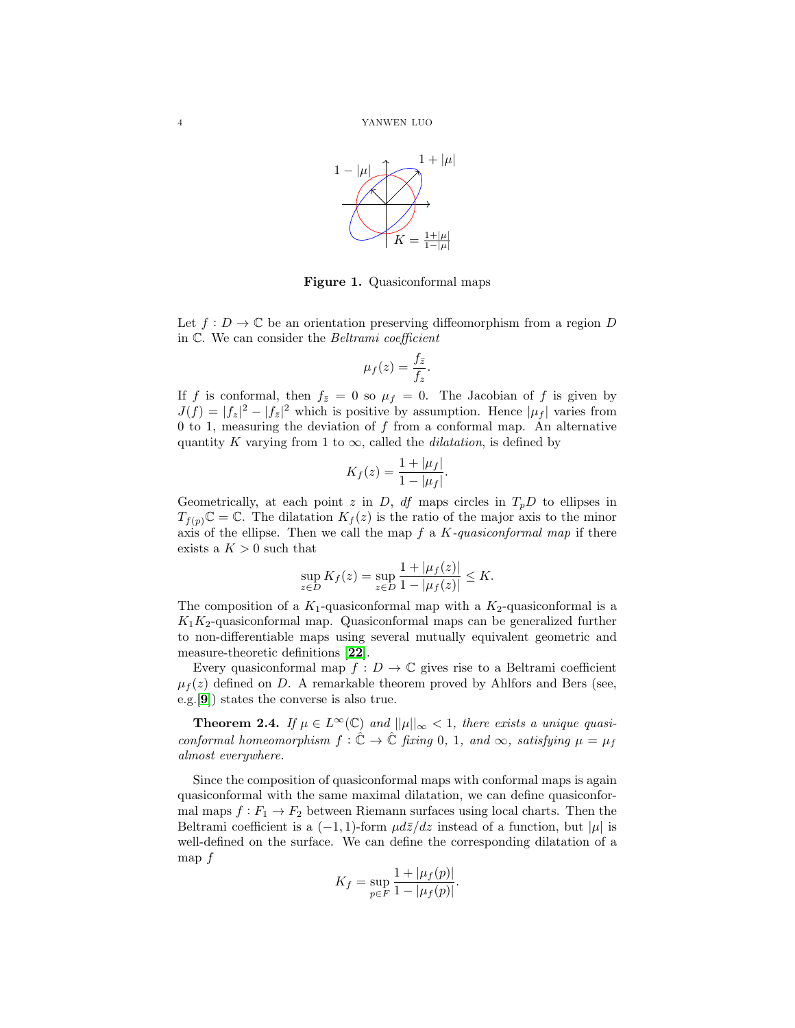**Figure 1.** Quasiconformal maps

Let $f : D \to \mathbb{C}$ be an orientation preserving diffeomorphism from a region $D$ in $\mathbb{C}$. We can consider the *Beltrami coefficient*

$$\mu_f(z) = \frac{f_{\bar{z}}}{f_z}.$$

If $f$ is conformal, then $f_{\bar{z}} = 0$ so $\mu_f = 0$. The Jacobian of $f$ is given by $J(f) = |f_z|^2 - |f_{\bar{z}}|^2$ which is positive by assumption. Hence $|\mu_f|$ varies from 0 to 1, measuring the deviation of $f$ from a conformal map. An alternative quantity $K$ varying from 1 to $\infty$, called the *dilatation*, is defined by

$$K_f(z) = \frac{1 + |\mu_f|}{1 - |\mu_f|}.$$

Geometrically, at each point $z$ in $D$, $df$ maps circles in $T_pD$ to ellipses in $T_{f(p)}\mathbb{C} = \mathbb{C}$. The dilatation $K_f(z)$ is the ratio of the major axis to the minor axis of the ellipse. Then we call the map $f$ a *$K$-quasiconformal map* if there exists a $K > 0$ such that

$$\sup_{z \in D} K_f(z) = \sup_{z \in D} \frac{1 + |\mu_f(z)|}{1 - |\mu_f(z)|} \leq K.$$

The composition of a $K_1$-quasiconformal map with a $K_2$-quasiconformal is a $K_1K_2$-quasiconformal map. Quasiconformal maps can be generalized further to non-differentiable maps using several mutually equivalent geometric and measure-theoretic definitions [22].

Every quasiconformal map $f : D \to \mathbb{C}$ gives rise to a Beltrami coefficient $\mu_f(z)$ defined on $D$. A remarkable theorem proved by Ahlfors and Bers (see, e.g.[9]) states the converse is also true.

**Theorem 2.4.** *If $\mu \in L^\infty(\mathbb{C})$ and $||\mu||_\infty < 1$, there exists a unique quasiconformal homeomorphism $f : \hat{\mathbb{C}} \to \hat{\mathbb{C}}$ fixing 0, 1, and $\infty$, satisfying $\mu = \mu_f$ almost everywhere.*

Since the composition of quasiconformal maps with conformal maps is again quasiconformal with the same maximal dilatation, we can define quasiconformal maps $f : F_1 \to F_2$ between Riemann surfaces using local charts. Then the Beltrami coefficient is a $(-1, 1)$-form $\mu d\bar{z}/dz$ instead of a function, but $|\mu|$ is well-defined on the surface. We can define the corresponding dilatation of a map $f$

$$K_f = \sup_{p \in F} \frac{1 + |\mu_f(p)|}{1 - |\mu_f(p)|}.$$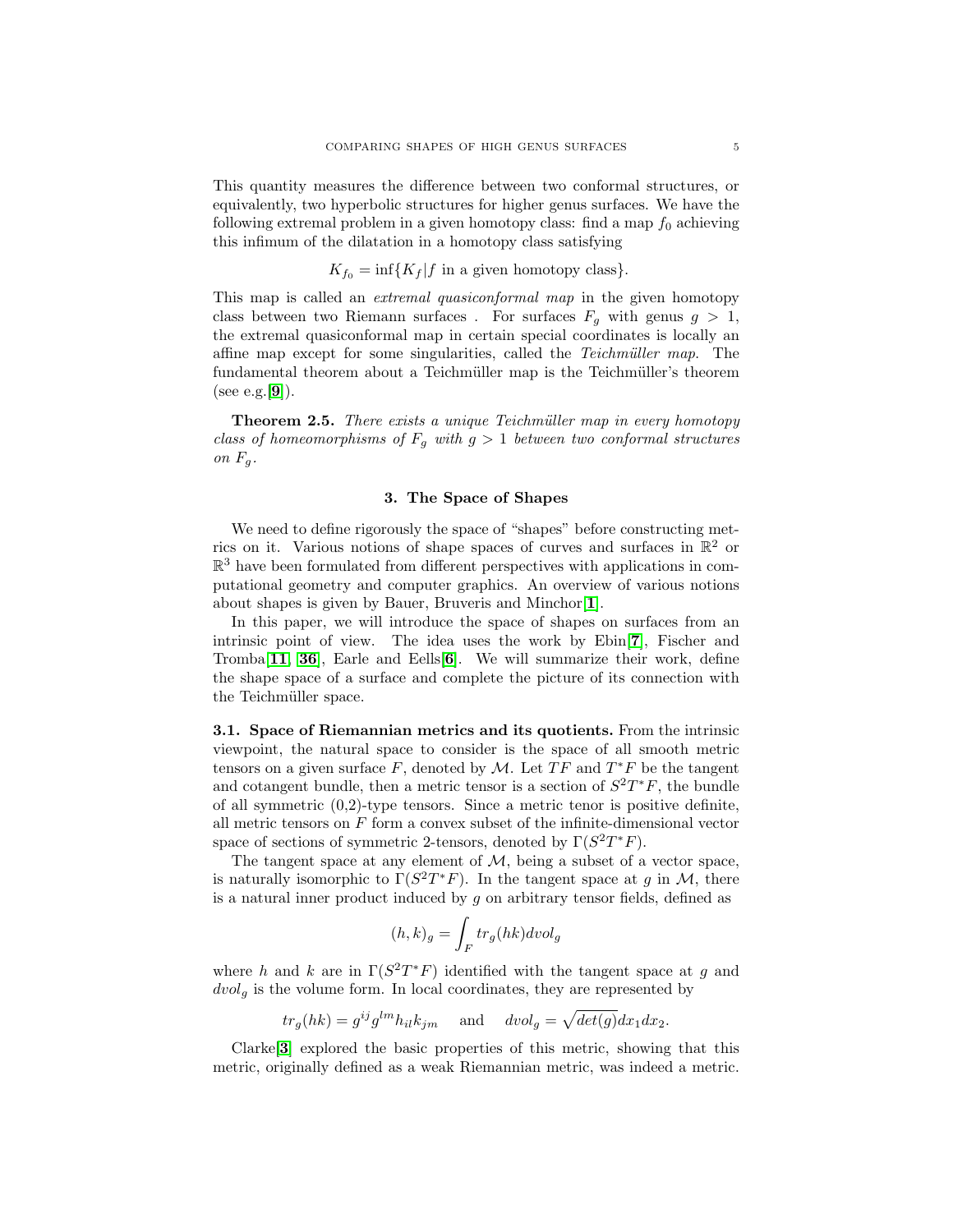This quantity measures the difference between two conformal structures, or equivalently, two hyperbolic structures for higher genus surfaces. We have the following extremal problem in a given homotopy class: find a map $f_0$ achieving this infimum of the dilatation in a homotopy class satisfying

$$K_{f_0} = \inf\{K_f | f \text{ in a given homotopy class}\}.$$

This map is called an *extremal quasiconformal map* in the given homotopy class between two Riemann surfaces . For surfaces $F_g$ with genus $g > 1$, the extremal quasiconformal map in certain special coordinates is locally an affine map except for some singularities, called the *Teichmüller map.* The fundamental theorem about a Teichmüller map is the Teichmüller's theorem (see e.g.[**9**]).

**Theorem 2.5.** *There exists a unique Teichmüller map in every homotopy class of homeomorphisms of $F_g$ with $g > 1$ between two conformal structures on $F_g$.*

## 3. The Space of Shapes

We need to define rigorously the space of "shapes" before constructing metrics on it. Various notions of shape spaces of curves and surfaces in $\mathbb{R}^2$ or $\mathbb{R}^3$ have been formulated from different perspectives with applications in computational geometry and computer graphics. An overview of various notions about shapes is given by Bauer, Bruveris and Minchor[**1**].

In this paper, we will introduce the space of shapes on surfaces from an intrinsic point of view. The idea uses the work by Ebin[**7**], Fischer and Tromba[**11**, **36**], Earle and Eells[**6**]. We will summarize their work, define the shape space of a surface and complete the picture of its connection with the Teichmüller space.

**3.1. Space of Riemannian metrics and its quotients.** From the intrinsic viewpoint, the natural space to consider is the space of all smooth metric tensors on a given surface $F$, denoted by $\mathcal{M}$. Let $TF$ and $T^*F$ be the tangent and cotangent bundle, then a metric tensor is a section of $S^2T^*F$, the bundle of all symmetric (0,2)-type tensors. Since a metric tenor is positive definite, all metric tensors on $F$ form a convex subset of the infinite-dimensional vector space of sections of symmetric 2-tensors, denoted by $\Gamma(S^2T^*F)$.

The tangent space at any element of $\mathcal{M}$, being a subset of a vector space, is naturally isomorphic to $\Gamma(S^2T^*F)$. In the tangent space at $g$ in $\mathcal{M}$, there is a natural inner product induced by $g$ on arbitrary tensor fields, defined as

$$(h, k)_g = \int_F tr_g(hk) dvol_g$$

where $h$ and $k$ are in $\Gamma(S^2T^*F)$ identified with the tangent space at $g$ and $dvol_g$ is the volume form. In local coordinates, they are represented by

$$tr_g(hk) = g^{ij}g^{lm}h_{il}k_{jm} \quad \text{and} \quad dvol_g = \sqrt{det(g)}dx_1dx_2.$$

Clarke[**3**] explored the basic properties of this metric, showing that this metric, originally defined as a weak Riemannian metric, was indeed a metric.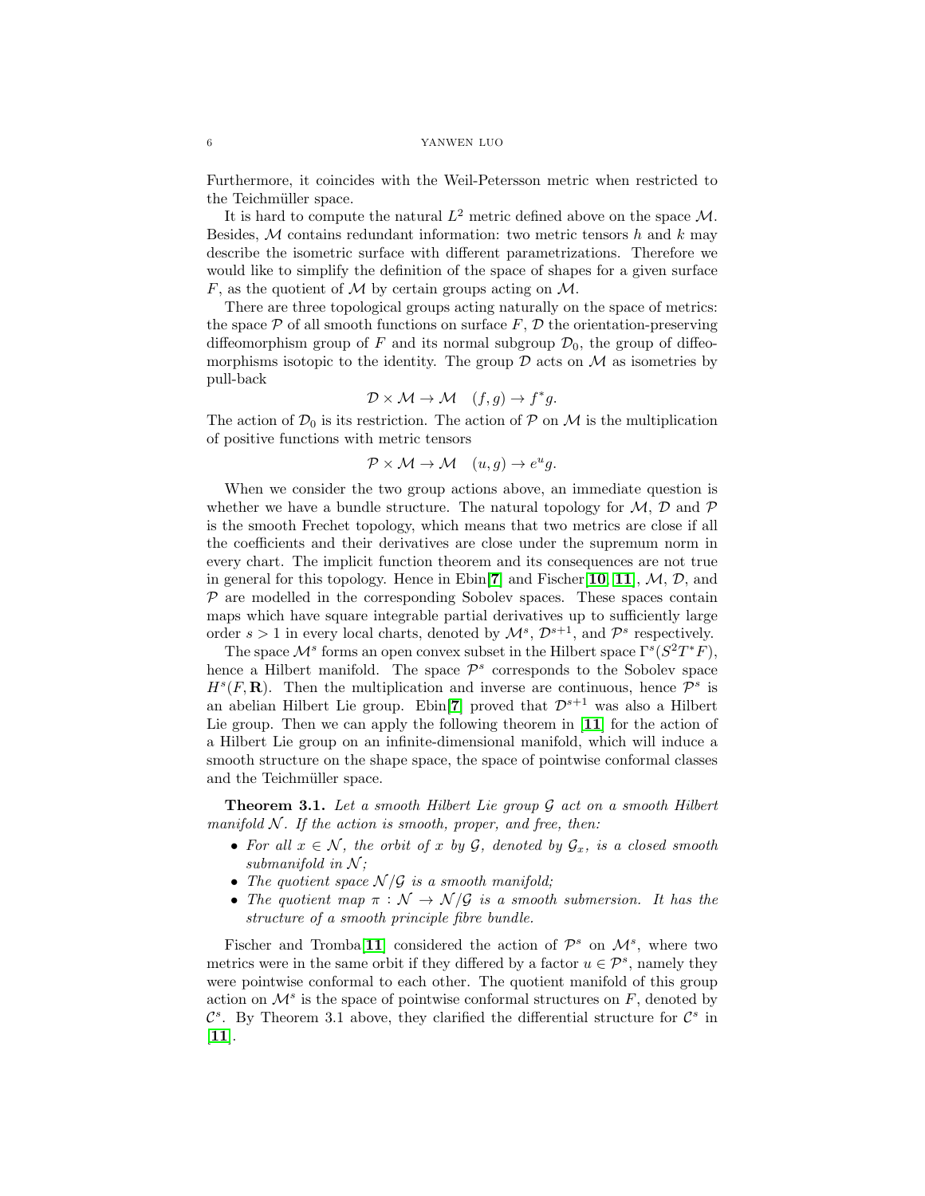Furthermore, it coincides with the Weil-Petersson metric when restricted to the Teichmüller space.

It is hard to compute the natural $L^2$ metric defined above on the space $\mathcal{M}$. Besides, $\mathcal{M}$ contains redundant information: two metric tensors $h$ and $k$ may describe the isometric surface with different parametrizations. Therefore we would like to simplify the definition of the space of shapes for a given surface $F$, as the quotient of $\mathcal{M}$ by certain groups acting on $\mathcal{M}$.

There are three topological groups acting naturally on the space of metrics: the space $\mathcal{P}$ of all smooth functions on surface $F$, $\mathcal{D}$ the orientation-preserving diffeomorphism group of $F$ and its normal subgroup $\mathcal{D}_0$, the group of diffeomorphisms isotopic to the identity. The group $\mathcal{D}$ acts on $\mathcal{M}$ as isometries by pull-back

$$\mathcal{D} \times \mathcal{M} \to \mathcal{M} \quad (f, g) \to f^* g.$$

The action of $\mathcal{D}_0$ is its restriction. The action of $\mathcal{P}$ on $\mathcal{M}$ is the multiplication of positive functions with metric tensors

$$\mathcal{P} \times \mathcal{M} \to \mathcal{M} \quad (u, g) \to e^u g.$$

When we consider the two group actions above, an immediate question is whether we have a bundle structure. The natural topology for $\mathcal{M}$, $\mathcal{D}$ and $\mathcal{P}$ is the smooth Frechet topology, which means that two metrics are close if all the coefficients and their derivatives are close under the supremum norm in every chart. The implicit function theorem and its consequences are not true in general for this topology. Hence in Ebin[7] and Fischer[10][11], $\mathcal{M}$, $\mathcal{D}$, and $\mathcal{P}$ are modelled in the corresponding Sobolev spaces. These spaces contain maps which have square integrable partial derivatives up to sufficiently large order $s > 1$ in every local charts, denoted by $\mathcal{M}^s$, $\mathcal{D}^{s+1}$, and $\mathcal{P}^s$ respectively.

The space $\mathcal{M}^s$ forms an open convex subset in the Hilbert space $\Gamma^s(S^2T^*F)$, hence a Hilbert manifold. The space $\mathcal{P}^s$ corresponds to the Sobolev space $H^s(F, \mathbf{R})$. Then the multiplication and inverse are continuous, hence $\mathcal{P}^s$ is an abelian Hilbert Lie group. Ebin[7] proved that $\mathcal{D}^{s+1}$ was also a Hilbert Lie group. Then we can apply the following theorem in [11] for the action of a Hilbert Lie group on an infinite-dimensional manifold, which will induce a smooth structure on the shape space, the space of pointwise conformal classes and the Teichmüller space.

**Theorem 3.1.** *Let a smooth Hilbert Lie group $\mathcal{G}$ act on a smooth Hilbert manifold $\mathcal{N}$. If the action is smooth, proper, and free, then:*

- *For all $x \in \mathcal{N}$, the orbit of $x$ by $\mathcal{G}$, denoted by $\mathcal{G}_x$, is a closed smooth submanifold in $\mathcal{N}$;*
- *The quotient space $\mathcal{N}/\mathcal{G}$ is a smooth manifold;*
- *The quotient map $\pi : \mathcal{N} \to \mathcal{N}/\mathcal{G}$ is a smooth submersion. It has the structure of a smooth principle fibre bundle.*

Fischer and Tromba[11] considered the action of $\mathcal{P}^s$ on $\mathcal{M}^s$, where two metrics were in the same orbit if they differed by a factor $u \in \mathcal{P}^s$, namely they were pointwise conformal to each other. The quotient manifold of this group action on $\mathcal{M}^s$ is the space of pointwise conformal structures on $F$, denoted by $\mathcal{C}^s$. By Theorem 3.1 above, they clarified the differential structure for $\mathcal{C}^s$ in [11].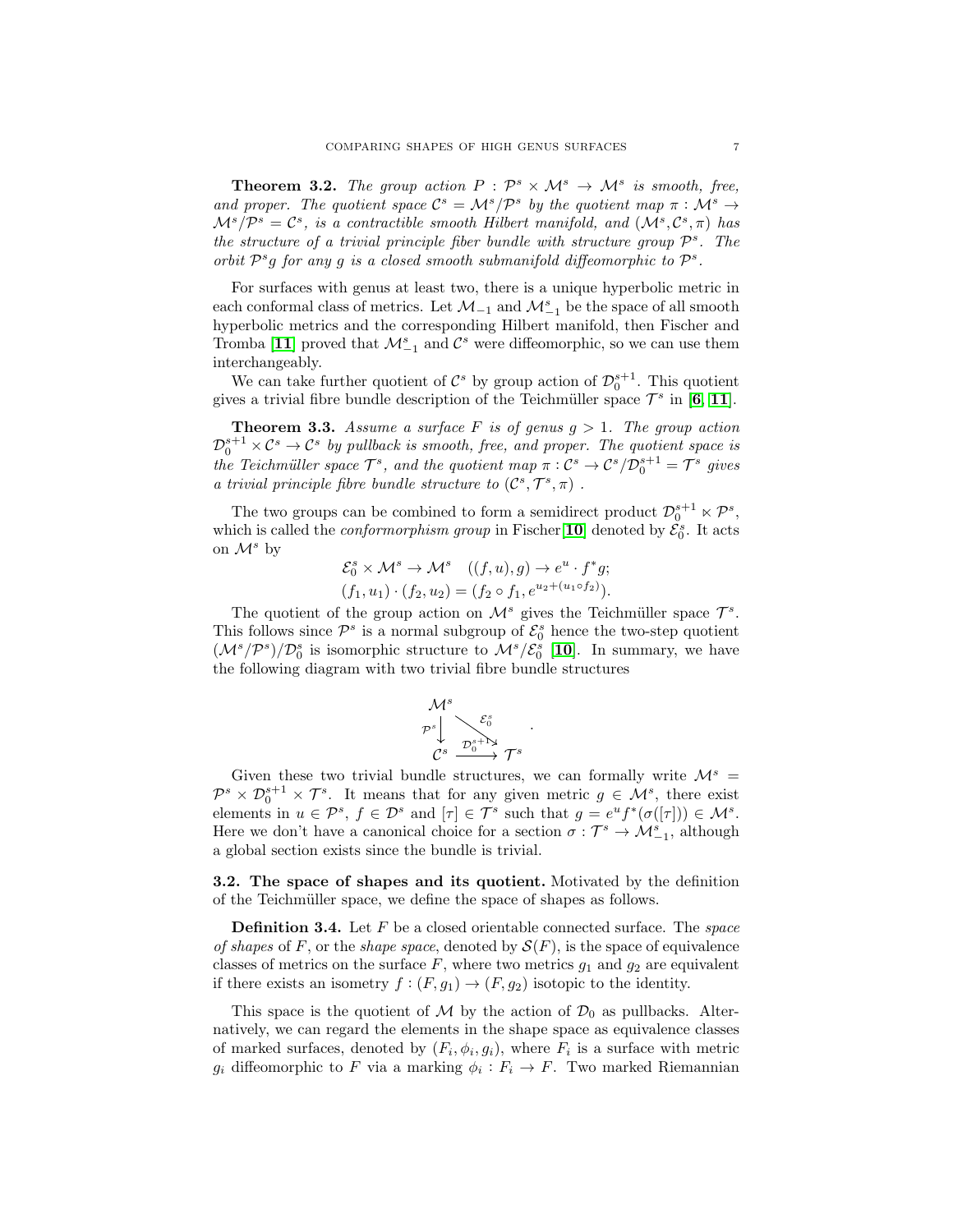**Theorem 3.2.** *The group action $P : \mathcal{P}^s \times \mathcal{M}^s \to \mathcal{M}^s$ is smooth, free, and proper. The quotient space $\mathcal{C}^s = \mathcal{M}^s/\mathcal{P}^s$ by the quotient map $\pi : \mathcal{M}^s \to \mathcal{M}^s/\mathcal{P}^s = \mathcal{C}^s$, is a contractible smooth Hilbert manifold, and $(\mathcal{M}^s, \mathcal{C}^s, \pi)$ has the structure of a trivial principle fiber bundle with structure group $\mathcal{P}^s$. The orbit $\mathcal{P}^s g$ for any $g$ is a closed smooth submanifold diffeomorphic to $\mathcal{P}^s$.*

For surfaces with genus at least two, there is a unique hyperbolic metric in each conformal class of metrics. Let $\mathcal{M}_{-1}$ and $\mathcal{M}^s_{-1}$ be the space of all smooth hyperbolic metrics and the corresponding Hilbert manifold, then Fischer and Tromba [**11**] proved that $\mathcal{M}^s_{-1}$ and $\mathcal{C}^s$ were diffeomorphic, so we can use them interchangeably.

We can take further quotient of $\mathcal{C}^s$ by group action of $\mathcal{D}_0^{s+1}$. This quotient gives a trivial fibre bundle description of the Teichmüller space $\mathcal{T}^s$ in [**6**, **11**].

**Theorem 3.3.** *Assume a surface $F$ is of genus $g > 1$. The group action $\mathcal{D}_0^{s+1} \times \mathcal{C}^s \to \mathcal{C}^s$ by pullback is smooth, free, and proper. The quotient space is the Teichmüller space $\mathcal{T}^s$, and the quotient map $\pi : \mathcal{C}^s \to \mathcal{C}^s/\mathcal{D}_0^{s+1} = \mathcal{T}^s$ gives a trivial principle fibre bundle structure to $(\mathcal{C}^s, \mathcal{T}^s, \pi)$ .*

The two groups can be combined to form a semidirect product $\mathcal{D}_0^{s+1} \ltimes \mathcal{P}^s$, which is called the *conformorphism group* in Fischer[**10**] denoted by $\mathcal{E}_0^s$. It acts on $\mathcal{M}^s$ by

$$\mathcal{E}_0^s \times \mathcal{M}^s \to \mathcal{M}^s \quad ((f,u),g) \to e^u \cdot f^* g;$$
$$(f_1,u_1)\cdot(f_2,u_2) = (f_2 \circ f_1, e^{u_2 + (u_1 \circ f_2)}).$$

The quotient of the group action on $\mathcal{M}^s$ gives the Teichmüller space $\mathcal{T}^s$. This follows since $\mathcal{P}^s$ is a normal subgroup of $\mathcal{E}_0^s$ hence the two-step quotient $(\mathcal{M}^s/\mathcal{P}^s)/\mathcal{D}_0^s$ is isomorphic structure to $\mathcal{M}^s/\mathcal{E}_0^s$ [**10**]. In summary, we have the following diagram with two trivial fibre bundle structures

$$\begin{array}{ccc} \mathcal{M}^s & & \\ {\scriptstyle \mathcal{P}^s}\downarrow & \overset{\mathcal{E}_0^s}{\searrow} & \\ \mathcal{C}^s & \xrightarrow{\mathcal{D}_0^{s+1}} & \mathcal{T}^s \end{array}.$$

Given these two trivial bundle structures, we can formally write $\mathcal{M}^s = \mathcal{P}^s \times \mathcal{D}_0^{s+1} \times \mathcal{T}^s$. It means that for any given metric $g \in \mathcal{M}^s$, there exist elements in $u \in \mathcal{P}^s$, $f \in \mathcal{D}^s$ and $[\tau] \in \mathcal{T}^s$ such that $g = e^u f^*(\sigma([\tau])) \in \mathcal{M}^s$. Here we don't have a canonical choice for a section $\sigma : \mathcal{T}^s \to \mathcal{M}^s_{-1}$, although a global section exists since the bundle is trivial.

**3.2. The space of shapes and its quotient.** Motivated by the definition of the Teichmüller space, we define the space of shapes as follows.

**Definition 3.4.** Let $F$ be a closed orientable connected surface. The *space of shapes* of $F$, or the *shape space*, denoted by $\mathcal{S}(F)$, is the space of equivalence classes of metrics on the surface $F$, where two metrics $g_1$ and $g_2$ are equivalent if there exists an isometry $f : (F, g_1) \to (F, g_2)$ isotopic to the identity.

This space is the quotient of $\mathcal{M}$ by the action of $\mathcal{D}_0$ as pullbacks. Alternatively, we can regard the elements in the shape space as equivalence classes of marked surfaces, denoted by $(F_i, \phi_i, g_i)$, where $F_i$ is a surface with metric $g_i$ diffeomorphic to $F$ via a marking $\phi_i : F_i \to F$. Two marked Riemannian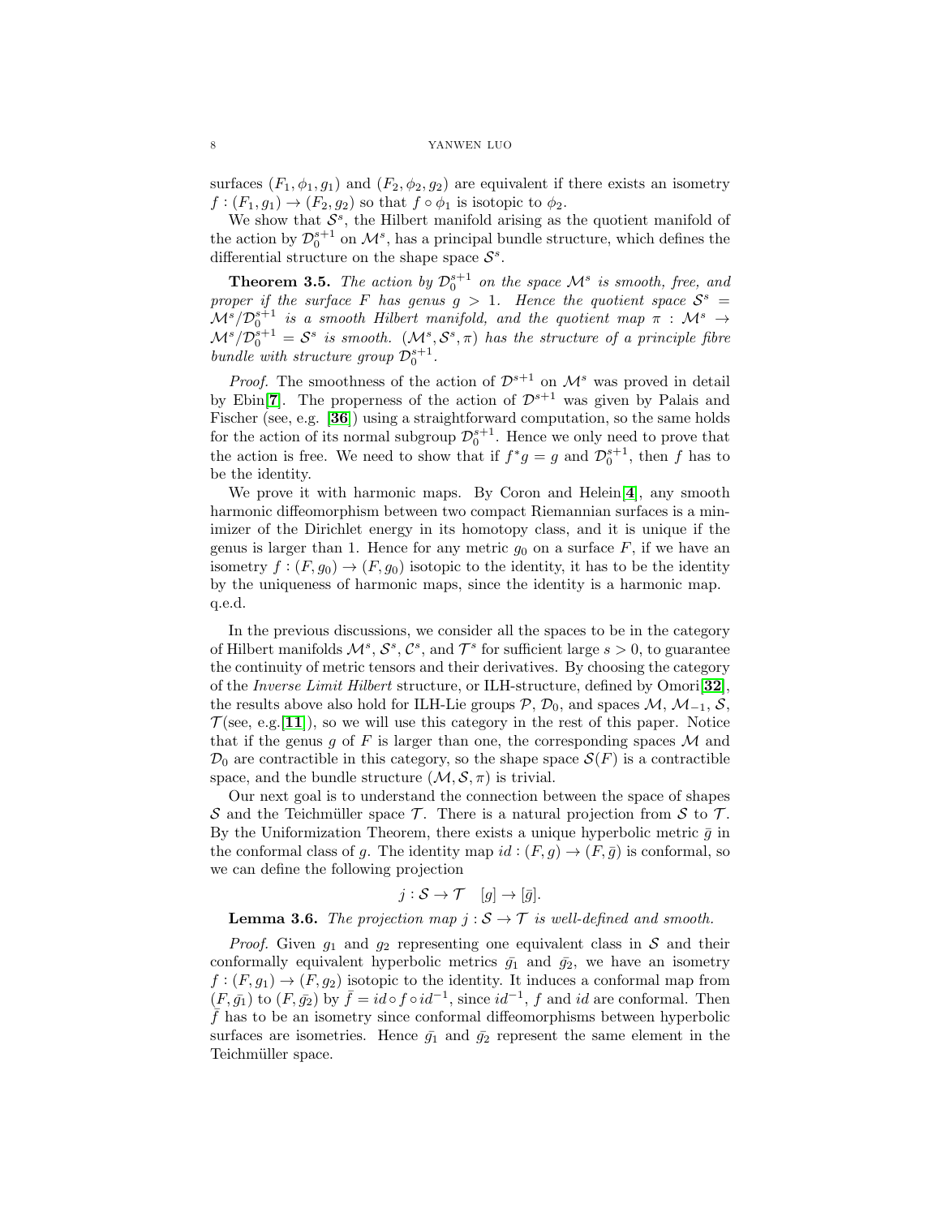surfaces $(F_1, \phi_1, g_1)$ and $(F_2, \phi_2, g_2)$ are equivalent if there exists an isometry $f : (F_1, g_1) \to (F_2, g_2)$ so that $f \circ \phi_1$ is isotopic to $\phi_2$.

We show that $\mathcal{S}^s$, the Hilbert manifold arising as the quotient manifold of the action by $\mathcal{D}_0^{s+1}$ on $\mathcal{M}^s$, has a principal bundle structure, which defines the differential structure on the shape space $\mathcal{S}^s$.

**Theorem 3.5.** *The action by $\mathcal{D}_0^{s+1}$ on the space $\mathcal{M}^s$ is smooth, free, and proper if the surface $F$ has genus $g > 1$. Hence the quotient space $\mathcal{S}^s = \mathcal{M}^s/\mathcal{D}_0^{s+1}$ is a smooth Hilbert manifold, and the quotient map $\pi : \mathcal{M}^s \to \mathcal{M}^s/\mathcal{D}_0^{s+1} = \mathcal{S}^s$ is smooth. $(\mathcal{M}^s, \mathcal{S}^s, \pi)$ has the structure of a principle fibre bundle with structure group $\mathcal{D}_0^{s+1}$.*

*Proof.* The smoothness of the action of $\mathcal{D}^{s+1}$ on $\mathcal{M}^s$ was proved in detail by Ebin[**7**]. The properness of the action of $\mathcal{D}^{s+1}$ was given by Palais and Fischer (see, e.g. [**36**]) using a straightforward computation, so the same holds for the action of its normal subgroup $\mathcal{D}_0^{s+1}$. Hence we only need to prove that the action is free. We need to show that if $f^*g = g$ and $\mathcal{D}_0^{s+1}$, then $f$ has to be the identity.

We prove it with harmonic maps. By Coron and Helein[**4**], any smooth harmonic diffeomorphism between two compact Riemannian surfaces is a minimizer of the Dirichlet energy in its homotopy class, and it is unique if the genus is larger than 1. Hence for any metric $g_0$ on a surface $F$, if we have an isometry $f : (F, g_0) \to (F, g_0)$ isotopic to the identity, it has to be the identity by the uniqueness of harmonic maps, since the identity is a harmonic map.
q.e.d.

In the previous discussions, we consider all the spaces to be in the category of Hilbert manifolds $\mathcal{M}^s$, $\mathcal{S}^s$, $\mathcal{C}^s$, and $\mathcal{T}^s$ for sufficient large $s > 0$, to guarantee the continuity of metric tensors and their derivatives. By choosing the category of the *Inverse Limit Hilbert* structure, or ILH-structure, defined by Omori[**32**], the results above also hold for ILH-Lie groups $\mathcal{P}$, $\mathcal{D}_0$, and spaces $\mathcal{M}$, $\mathcal{M}_{-1}$, $\mathcal{S}$, $\mathcal{T}$(see, e.g.[**11**]), so we will use this category in the rest of this paper. Notice that if the genus $g$ of $F$ is larger than one, the corresponding spaces $\mathcal{M}$ and $\mathcal{D}_0$ are contractible in this category, so the shape space $\mathcal{S}(F)$ is a contractible space, and the bundle structure $(\mathcal{M}, \mathcal{S}, \pi)$ is trivial.

Our next goal is to understand the connection between the space of shapes $\mathcal{S}$ and the Teichmüller space $\mathcal{T}$. There is a natural projection from $\mathcal{S}$ to $\mathcal{T}$. By the Uniformization Theorem, there exists a unique hyperbolic metric $\bar{g}$ in the conformal class of $g$. The identity map $id : (F, g) \to (F, \bar{g})$ is conformal, so we can define the following projection

$$j : \mathcal{S} \to \mathcal{T} \quad [g] \to [\bar{g}].$$

**Lemma 3.6.** *The projection map $j : \mathcal{S} \to \mathcal{T}$ is well-defined and smooth.*

*Proof.* Given $g_1$ and $g_2$ representing one equivalent class in $\mathcal{S}$ and their conformally equivalent hyperbolic metrics $\bar{g_1}$ and $\bar{g_2}$, we have an isometry $f : (F, g_1) \to (F, g_2)$ isotopic to the identity. It induces a conformal map from $(F, \bar{g_1})$ to $(F, \bar{g_2})$ by $\bar{f} = id \circ f \circ id^{-1}$, since $id^{-1}$, $f$ and $id$ are conformal. Then $\bar{f}$ has to be an isometry since conformal diffeomorphisms between hyperbolic surfaces are isometries. Hence $\bar{g_1}$ and $\bar{g_2}$ represent the same element in the Teichmüller space.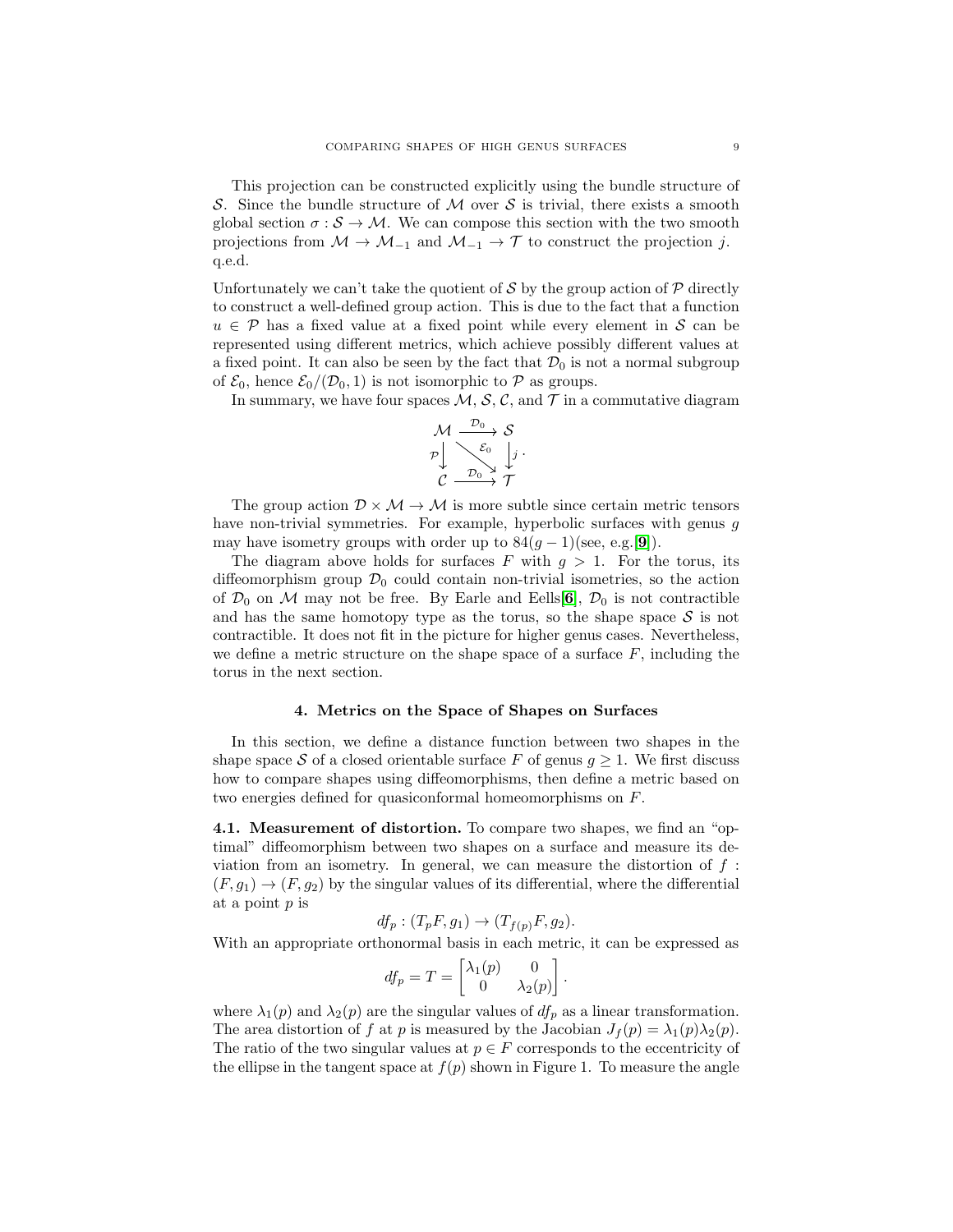This projection can be constructed explicitly using the bundle structure of $\mathcal{S}$. Since the bundle structure of $\mathcal{M}$ over $\mathcal{S}$ is trivial, there exists a smooth global section $\sigma : \mathcal{S} \to \mathcal{M}$. We can compose this section with the two smooth projections from $\mathcal{M} \to \mathcal{M}_{-1}$ and $\mathcal{M}_{-1} \to \mathcal{T}$ to construct the projection $j$. q.e.d.

Unfortunately we can't take the quotient of $\mathcal{S}$ by the group action of $\mathcal{P}$ directly to construct a well-defined group action. This is due to the fact that a function $u \in \mathcal{P}$ has a fixed value at a fixed point while every element in $\mathcal{S}$ can be represented using different metrics, which achieve possibly different values at a fixed point. It can also be seen by the fact that $\mathcal{D}_0$ is not a normal subgroup of $\mathcal{E}_0$, hence $\mathcal{E}_0/(\mathcal{D}_0, 1)$ is not isomorphic to $\mathcal{P}$ as groups.

In summary, we have four spaces $\mathcal{M}$, $\mathcal{S}$, $\mathcal{C}$, and $\mathcal{T}$ in a commutative diagram

$$
\begin{array}{ccc}
\mathcal{M} & \xrightarrow{\mathcal{D}_0} & \mathcal{S} \\
{\scriptstyle \mathcal{P}}\downarrow & \searrow^{\mathcal{E}_0} & \downarrow {\scriptstyle j} \\
\mathcal{C} & \xrightarrow{\mathcal{D}_0} & \mathcal{T}
\end{array} .
$$

The group action $\mathcal{D} \times \mathcal{M} \to \mathcal{M}$ is more subtle since certain metric tensors have non-trivial symmetries. For example, hyperbolic surfaces with genus $g$ may have isometry groups with order up to $84(g-1)$(see, e.g.[**9**]).

The diagram above holds for surfaces $F$ with $g > 1$. For the torus, its diffeomorphism group $\mathcal{D}_0$ could contain non-trivial isometries, so the action of $\mathcal{D}_0$ on $\mathcal{M}$ may not be free. By Earle and Eells[**6**], $\mathcal{D}_0$ is not contractible and has the same homotopy type as the torus, so the shape space $\mathcal{S}$ is not contractible. It does not fit in the picture for higher genus cases. Nevertheless, we define a metric structure on the shape space of a surface $F$, including the torus in the next section.

## 4. Metrics on the Space of Shapes on Surfaces

In this section, we define a distance function between two shapes in the shape space $\mathcal{S}$ of a closed orientable surface $F$ of genus $g \geq 1$. We first discuss how to compare shapes using diffeomorphisms, then define a metric based on two energies defined for quasiconformal homeomorphisms on $F$.

**4.1. Measurement of distortion.** To compare two shapes, we find an "optimal" diffeomorphism between two shapes on a surface and measure its deviation from an isometry. In general, we can measure the distortion of $f : (F, g_1) \to (F, g_2)$ by the singular values of its differential, where the differential at a point $p$ is

$$df_p : (T_pF, g_1) \to (T_{f(p)}F, g_2).$$

With an appropriate orthonormal basis in each metric, it can be expressed as

$$df_p = T = \begin{bmatrix} \lambda_1(p) & 0 \\ 0 & \lambda_2(p) \end{bmatrix}.$$

where $\lambda_1(p)$ and $\lambda_2(p)$ are the singular values of $df_p$ as a linear transformation. The area distortion of $f$ at $p$ is measured by the Jacobian $J_f(p) = \lambda_1(p)\lambda_2(p)$. The ratio of the two singular values at $p \in F$ corresponds to the eccentricity of the ellipse in the tangent space at $f(p)$ shown in Figure 1. To measure the angle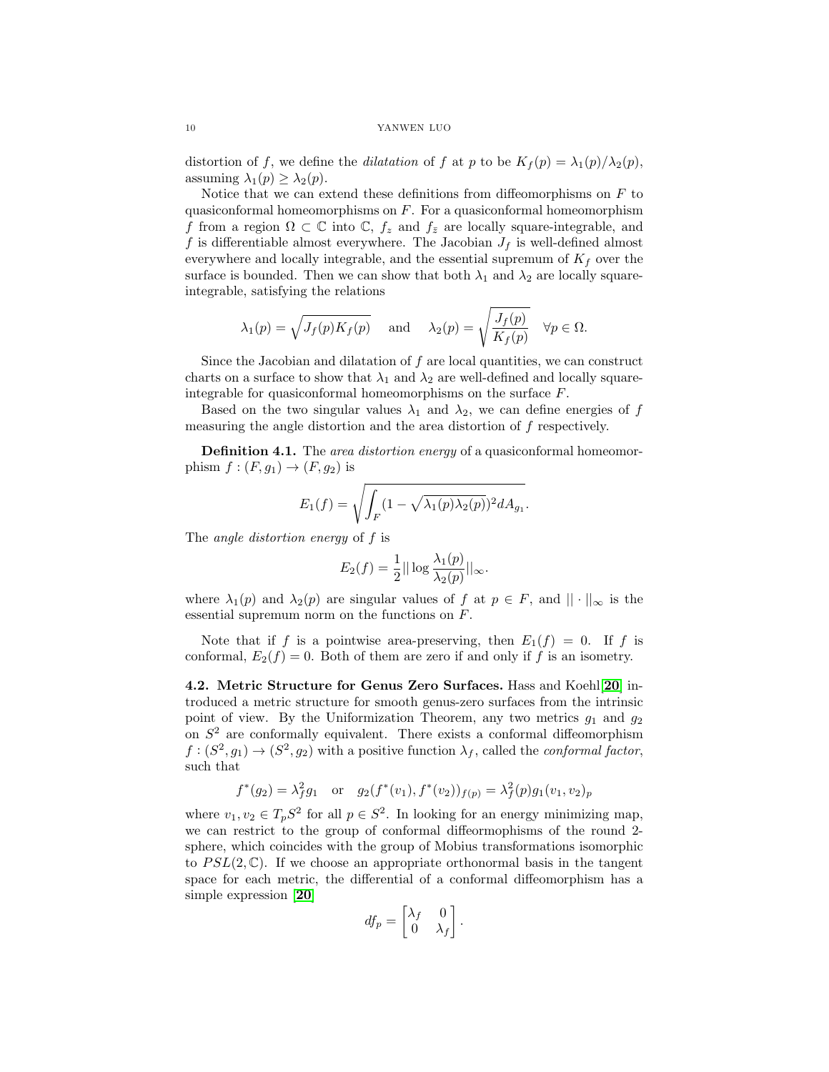distortion of $f$, we define the *dilatation* of $f$ at $p$ to be $K_f(p) = \lambda_1(p)/\lambda_2(p)$, assuming $\lambda_1(p) \geq \lambda_2(p)$.

Notice that we can extend these definitions from diffeomorphisms on $F$ to quasiconformal homeomorphisms on $F$. For a quasiconformal homeomorphism $f$ from a region $\Omega \subset \mathbb{C}$ into $\mathbb{C}$, $f_z$ and $f_{\bar{z}}$ are locally square-integrable, and $f$ is differentiable almost everywhere. The Jacobian $J_f$ is well-defined almost everywhere and locally integrable, and the essential supremum of $K_f$ over the surface is bounded. Then we can show that both $\lambda_1$ and $\lambda_2$ are locally square-integrable, satisfying the relations

$$\lambda_1(p) = \sqrt{J_f(p)K_f(p)} \quad \text{and} \quad \lambda_2(p) = \sqrt{\frac{J_f(p)}{K_f(p)}} \quad \forall p \in \Omega.$$

Since the Jacobian and dilatation of $f$ are local quantities, we can construct charts on a surface to show that $\lambda_1$ and $\lambda_2$ are well-defined and locally square-integrable for quasiconformal homeomorphisms on the surface $F$.

Based on the two singular values $\lambda_1$ and $\lambda_2$, we can define energies of $f$ measuring the angle distortion and the area distortion of $f$ respectively.

**Definition 4.1.** The *area distortion energy* of a quasiconformal homeomorphism $f : (F, g_1) \to (F, g_2)$ is

$$E_1(f) = \sqrt{\int_F (1 - \sqrt{\lambda_1(p)\lambda_2(p)})^2 dA_{g_1}}.$$

The *angle distortion energy* of $f$ is

$$E_2(f) = \frac{1}{2} || \log \frac{\lambda_1(p)}{\lambda_2(p)} ||_\infty.$$

where $\lambda_1(p)$ and $\lambda_2(p)$ are singular values of $f$ at $p \in F$, and $|| \cdot ||_\infty$ is the essential supremum norm on the functions on $F$.

Note that if $f$ is a pointwise area-preserving, then $E_1(f) = 0$. If $f$ is conformal, $E_2(f) = 0$. Both of them are zero if and only if $f$ is an isometry.

**4.2. Metric Structure for Genus Zero Surfaces.** Hass and Koehl[20] introduced a metric structure for smooth genus-zero surfaces from the intrinsic point of view. By the Uniformization Theorem, any two metrics $g_1$ and $g_2$ on $S^2$ are conformally equivalent. There exists a conformal diffeomorphism $f : (S^2, g_1) \to (S^2, g_2)$ with a positive function $\lambda_f$, called the *conformal factor*, such that

$$f^*(g_2) = \lambda_f^2 g_1 \quad \text{or} \quad g_2(f^*(v_1), f^*(v_2))_{f(p)} = \lambda_f^2(p) g_1(v_1, v_2)_p$$

where $v_1, v_2 \in T_pS^2$ for all $p \in S^2$. In looking for an energy minimizing map, we can restrict to the group of conformal diffeormophisms of the round 2-sphere, which coincides with the group of Mobius transformations isomorphic to $PSL(2, \mathbb{C})$. If we choose an appropriate orthonormal basis in the tangent space for each metric, the differential of a conformal diffeomorphism has a simple expression [20]

$$df_p = \begin{bmatrix} \lambda_f & 0 \\ 0 & \lambda_f \end{bmatrix}.$$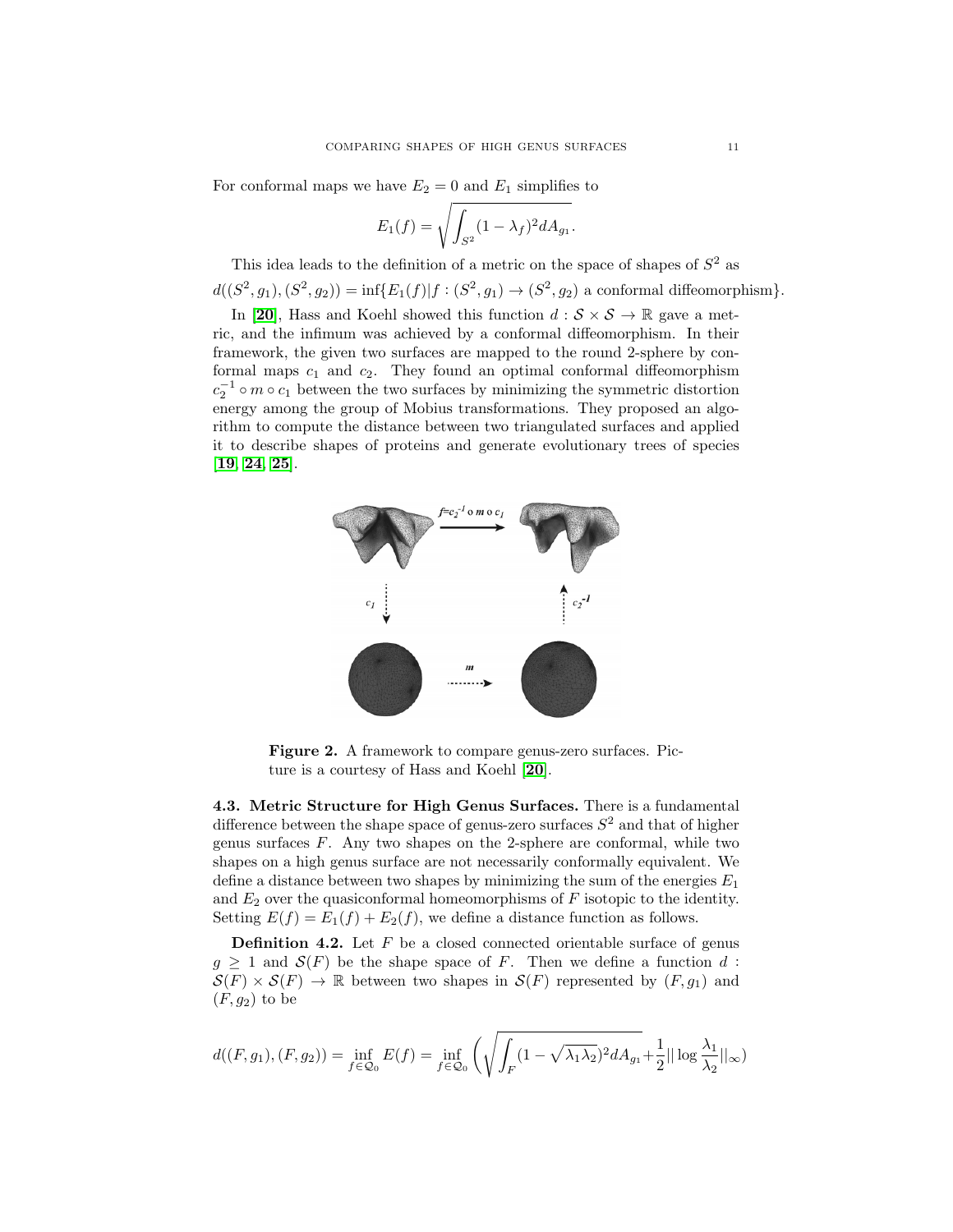For conformal maps we have $E_2 = 0$ and $E_1$ simplifies to

$$E_1(f) = \sqrt{\int_{S^2} (1 - \lambda_f)^2 dA_{g_1}}.$$

This idea leads to the definition of a metric on the space of shapes of $S^2$ as

$$d((S^2, g_1), (S^2, g_2)) = \inf\{E_1(f) | f : (S^2, g_1) \to (S^2, g_2) \text{ a conformal diffeomorphism}\}.$$

In [20], Hass and Koehl showed this function $d : \mathcal{S} \times \mathcal{S} \to \mathbb{R}$ gave a metric, and the infimum was achieved by a conformal diffeomorphism. In their framework, the given two surfaces are mapped to the round 2-sphere by conformal maps $c_1$ and $c_2$. They found an optimal conformal diffeomorphism $c_2^{-1} \circ m \circ c_1$ between the two surfaces by minimizing the symmetric distortion energy among the group of Mobius transformations. They proposed an algorithm to compute the distance between two triangulated surfaces and applied it to describe shapes of proteins and generate evolutionary trees of species [19, 24, 25].

**Figure 2.** A framework to compare genus-zero surfaces. Picture is a courtesy of Hass and Koehl [20].

**4.3. Metric Structure for High Genus Surfaces.** There is a fundamental difference between the shape space of genus-zero surfaces $S^2$ and that of higher genus surfaces $F$. Any two shapes on the 2-sphere are conformal, while two shapes on a high genus surface are not necessarily conformally equivalent. We define a distance between two shapes by minimizing the sum of the energies $E_1$ and $E_2$ over the quasiconformal homeomorphisms of $F$ isotopic to the identity. Setting $E(f) = E_1(f) + E_2(f)$, we define a distance function as follows.

**Definition 4.2.** Let $F$ be a closed connected orientable surface of genus $g \geq 1$ and $\mathcal{S}(F)$ be the shape space of $F$. Then we define a function $d : \mathcal{S}(F) \times \mathcal{S}(F) \to \mathbb{R}$ between two shapes in $\mathcal{S}(F)$ represented by $(F, g_1)$ and $(F, g_2)$ to be

$$d((F, g_1), (F, g_2)) = \inf_{f \in \mathcal{Q}_0} E(f) = \inf_{f \in \mathcal{Q}_0} \left( \sqrt{\int_F (1 - \sqrt{\lambda_1 \lambda_2})^2 dA_{g_1}} + \frac{1}{2} || \log \frac{\lambda_1}{\lambda_2} ||_\infty \right)$$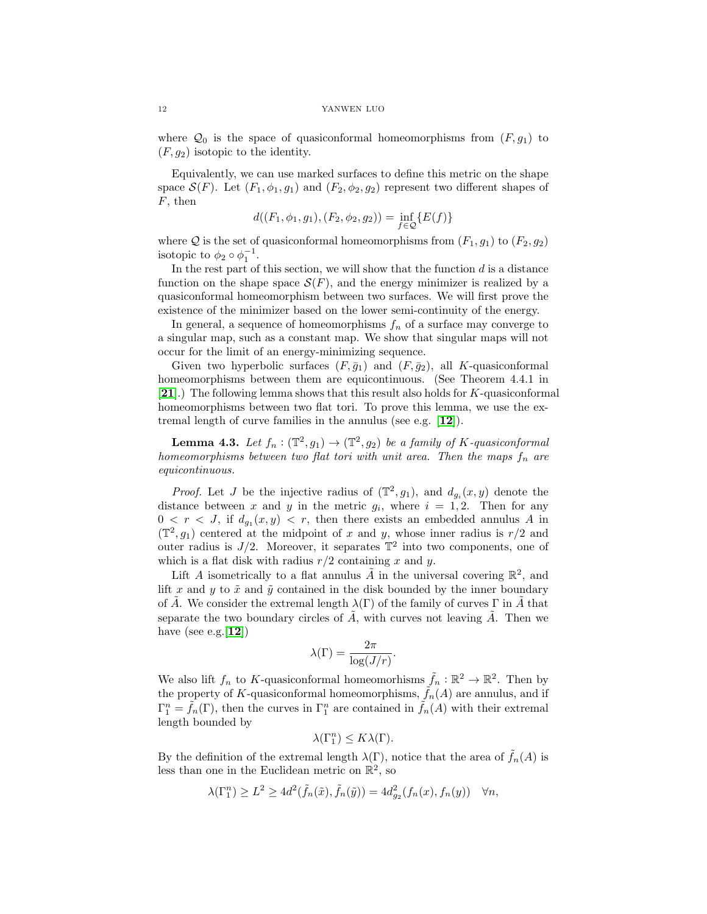where $\mathcal{Q}_0$ is the space of quasiconformal homeomorphisms from $(F, g_1)$ to $(F, g_2)$ isotopic to the identity.

Equivalently, we can use marked surfaces to define this metric on the shape space $\mathcal{S}(F)$. Let $(F_1, \phi_1, g_1)$ and $(F_2, \phi_2, g_2)$ represent two different shapes of $F$, then

$$d((F_1, \phi_1, g_1), (F_2, \phi_2, g_2)) = \inf_{f \in \mathcal{Q}} \{E(f)\}$$

where $\mathcal{Q}$ is the set of quasiconformal homeomorphisms from $(F_1, g_1)$ to $(F_2, g_2)$ isotopic to $\phi_2 \circ \phi_1^{-1}$.

In the rest part of this section, we will show that the function $d$ is a distance function on the shape space $\mathcal{S}(F)$, and the energy minimizer is realized by a quasiconformal homeomorphism between two surfaces. We will first prove the existence of the minimizer based on the lower semi-continuity of the energy.

In general, a sequence of homeomorphisms $f_n$ of a surface may converge to a singular map, such as a constant map. We show that singular maps will not occur for the limit of an energy-minimizing sequence.

Given two hyperbolic surfaces $(F, \bar{g}_1)$ and $(F, \bar{g}_2)$, all $K$-quasiconformal homeomorphisms between them are equicontinuous. (See Theorem 4.4.1 in [**21**].) The following lemma shows that this result also holds for $K$-quasiconformal homeomorphisms between two flat tori. To prove this lemma, we use the extremal length of curve families in the annulus (see e.g. [**12**]).

**Lemma 4.3.** *Let $f_n : (\mathbb{T}^2, g_1) \to (\mathbb{T}^2, g_2)$ be a family of $K$-quasiconformal homeomorphisms between two flat tori with unit area. Then the maps $f_n$ are equicontinuous.*

*Proof.* Let $J$ be the injective radius of $(\mathbb{T}^2, g_1)$, and $d_{g_i}(x, y)$ denote the distance between $x$ and $y$ in the metric $g_i$, where $i = 1, 2$. Then for any $0 < r < J$, if $d_{g_1}(x, y) < r$, then there exists an embedded annulus $A$ in $(\mathbb{T}^2, g_1)$ centered at the midpoint of $x$ and $y$, whose inner radius is $r/2$ and outer radius is $J/2$. Moreover, it separates $\mathbb{T}^2$ into two components, one of which is a flat disk with radius $r/2$ containing $x$ and $y$.

Lift $A$ isometrically to a flat annulus $\tilde{A}$ in the universal covering $\mathbb{R}^2$, and lift $x$ and $y$ to $\tilde{x}$ and $\tilde{y}$ contained in the disk bounded by the inner boundary of $\tilde{A}$. We consider the extremal length $\lambda(\Gamma)$ of the family of curves $\Gamma$ in $\tilde{A}$ that separate the two boundary circles of $\tilde{A}$, with curves not leaving $\tilde{A}$. Then we have (see e.g.[**12**])

$$\lambda(\Gamma) = \frac{2\pi}{\log(J/r)}.$$

We also lift $f_n$ to $K$-quasiconformal homeomorhisms $\tilde{f}_n : \mathbb{R}^2 \to \mathbb{R}^2$. Then by the property of $K$-quasiconformal homeomorphisms, $\tilde{f}_n(A)$ are annulus, and if $\Gamma_1^n = \tilde{f}_n(\Gamma)$, then the curves in $\Gamma_1^n$ are contained in $\tilde{f}_n(A)$ with their extremal length bounded by

$$\lambda(\Gamma_1^n) \leq K\lambda(\Gamma).$$

By the definition of the extremal length $\lambda(\Gamma)$, notice that the area of $\tilde{f}_n(A)$ is less than one in the Euclidean metric on $\mathbb{R}^2$, so

$$\lambda(\Gamma_1^n) \geq L^2 \geq 4d^2(\tilde{f}_n(\tilde{x}), \tilde{f}_n(\tilde{y})) = 4d_{g_2}^2(f_n(x), f_n(y)) \quad \forall n,$$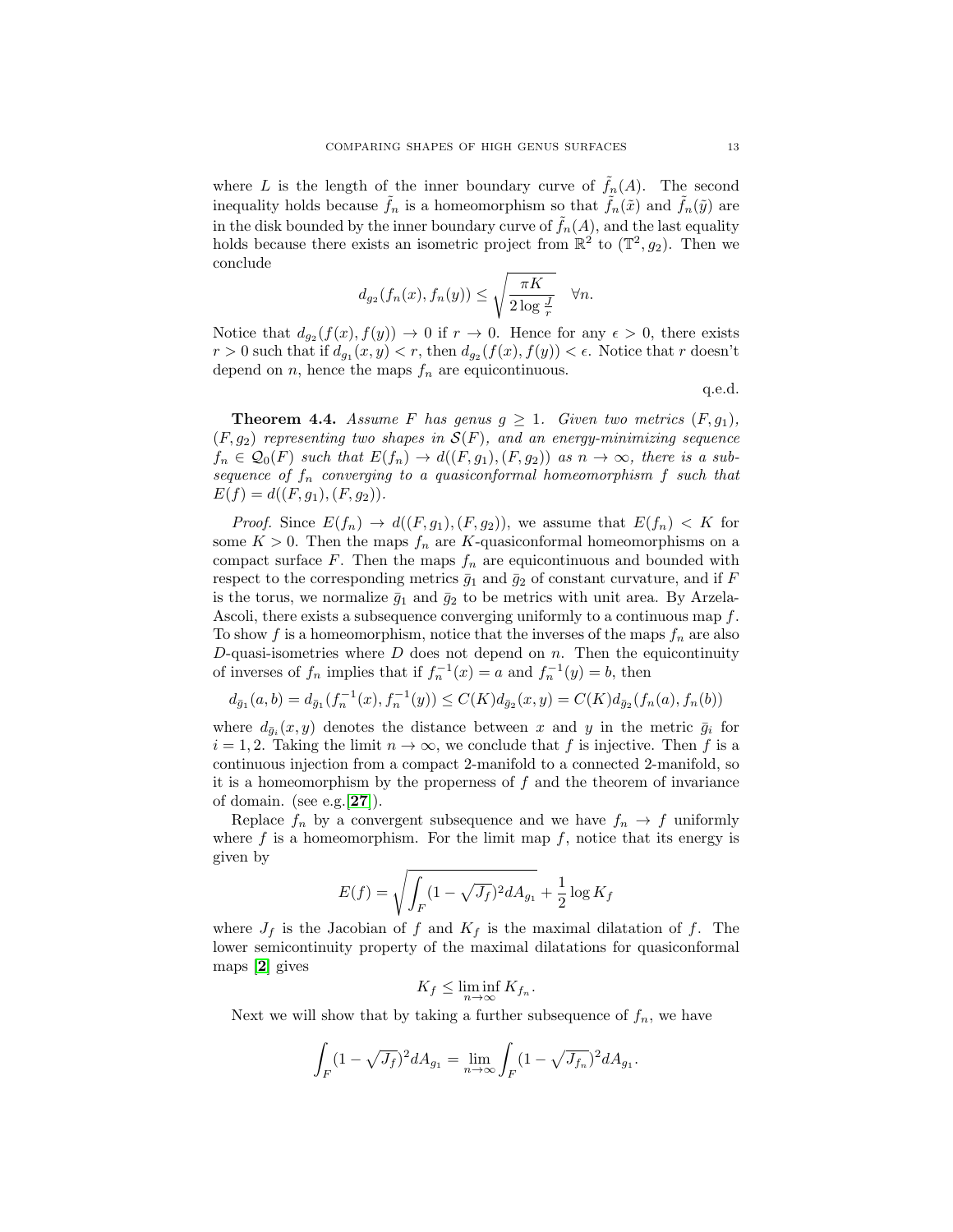where $L$ is the length of the inner boundary curve of $\tilde{f}_n(A)$. The second inequality holds because $\tilde{f}_n$ is a homeomorphism so that $\tilde{f}_n(\tilde{x})$ and $\tilde{f}_n(\tilde{y})$ are in the disk bounded by the inner boundary curve of $\tilde{f}_n(A)$, and the last equality holds because there exists an isometric project from $\mathbb{R}^2$ to $(\mathbb{T}^2, g_2)$. Then we conclude

$$d_{g_2}(f_n(x), f_n(y)) \leq \sqrt{\frac{\pi K}{2 \log \frac{J}{r}}} \quad \forall n.$$

Notice that $d_{g_2}(f(x), f(y)) \to 0$ if $r \to 0$. Hence for any $\epsilon > 0$, there exists $r > 0$ such that if $d_{g_1}(x, y) < r$, then $d_{g_2}(f(x), f(y)) < \epsilon$. Notice that $r$ doesn't depend on $n$, hence the maps $f_n$ are equicontinuous.

q.e.d.

**Theorem 4.4.** *Assume $F$ has genus $g \geq 1$. Given two metrics $(F, g_1)$, $(F, g_2)$ representing two shapes in $\mathcal{S}(F)$, and an energy-minimizing sequence $f_n \in \mathcal{Q}_0(F)$ such that $E(f_n) \to d((F, g_1), (F, g_2))$ as $n \to \infty$, there is a subsequence of $f_n$ converging to a quasiconformal homeomorphism $f$ such that $E(f) = d((F, g_1), (F, g_2))$.*

*Proof.* Since $E(f_n) \to d((F, g_1), (F, g_2))$, we assume that $E(f_n) < K$ for some $K > 0$. Then the maps $f_n$ are $K$-quasiconformal homeomorphisms on a compact surface $F$. Then the maps $f_n$ are equicontinuous and bounded with respect to the corresponding metrics $\bar{g}_1$ and $\bar{g}_2$ of constant curvature, and if $F$ is the torus, we normalize $\bar{g}_1$ and $\bar{g}_2$ to be metrics with unit area. By Arzela-Ascoli, there exists a subsequence converging uniformly to a continuous map $f$. To show $f$ is a homeomorphism, notice that the inverses of the maps $f_n$ are also $D$-quasi-isometries where $D$ does not depend on $n$. Then the equicontinuity of inverses of $f_n$ implies that if $f_n^{-1}(x) = a$ and $f_n^{-1}(y) = b$, then

$$d_{\bar{g}_1}(a, b) = d_{\bar{g}_1}(f_n^{-1}(x), f_n^{-1}(y)) \leq C(K) d_{\bar{g}_2}(x, y) = C(K) d_{\bar{g}_2}(f_n(a), f_n(b))$$

where $d_{\bar{g}_i}(x, y)$ denotes the distance between $x$ and $y$ in the metric $\bar{g}_i$ for $i = 1, 2$. Taking the limit $n \to \infty$, we conclude that $f$ is injective. Then $f$ is a continuous injection from a compact 2-manifold to a connected 2-manifold, so it is a homeomorphism by the properness of $f$ and the theorem of invariance of domain. (see e.g.[**27**]).

Replace $f_n$ by a convergent subsequence and we have $f_n \to f$ uniformly where $f$ is a homeomorphism. For the limit map $f$, notice that its energy is given by

$$E(f) = \sqrt{\int_F (1 - \sqrt{J_f})^2 dA_{g_1}} + \frac{1}{2} \log K_f$$

where $J_f$ is the Jacobian of $f$ and $K_f$ is the maximal dilatation of $f$. The lower semicontinuity property of the maximal dilatations for quasiconformal maps [**2**] gives

$$K_f \leq \liminf_{n \to \infty} K_{f_n}.$$

Next we will show that by taking a further subsequence of $f_n$, we have

$$\int_F (1 - \sqrt{J_f})^2 dA_{g_1} = \lim_{n \to \infty} \int_F (1 - \sqrt{J_{f_n}})^2 dA_{g_1}.$$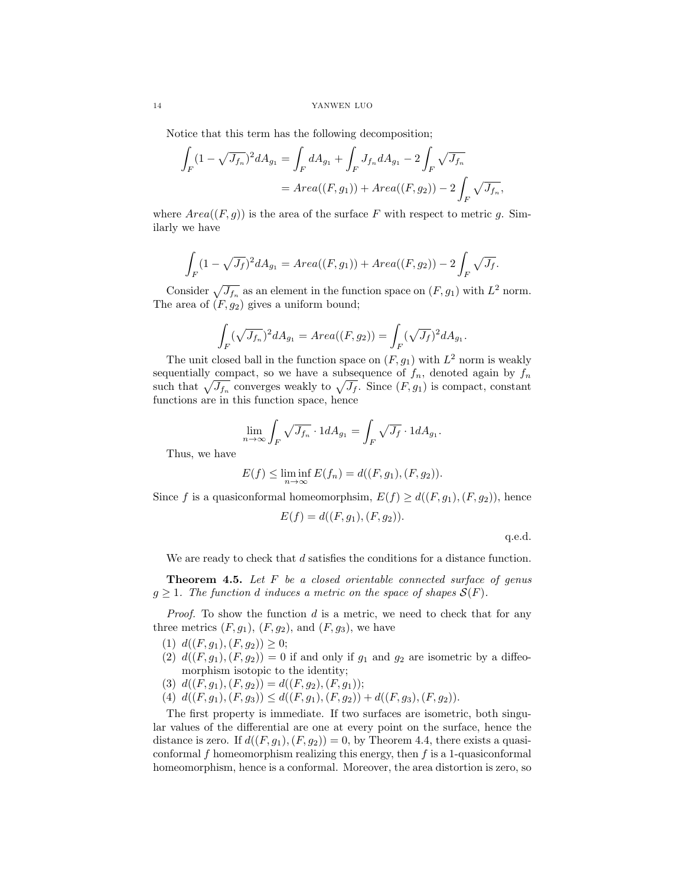Notice that this term has the following decomposition;

$$\int_F (1-\sqrt{J_{f_n}})^2 dA_{g_1} = \int_F dA_{g_1} + \int_F J_{f_n} dA_{g_1} - 2\int_F \sqrt{J_{f_n}}$$
$$= Area((F,g_1)) + Area((F,g_2)) - 2\int_F \sqrt{J_{f_n}},$$

where $Area((F,g))$ is the area of the surface $F$ with respect to metric $g$. Similarly we have

$$\int_F (1-\sqrt{J_f})^2 dA_{g_1} = Area((F,g_1)) + Area((F,g_2)) - 2\int_F \sqrt{J_f}.$$

Consider $\sqrt{J_{f_n}}$ as an element in the function space on $(F,g_1)$ with $L^2$ norm. The area of $(F,g_2)$ gives a uniform bound;

$$\int_F (\sqrt{J_{f_n}})^2 dA_{g_1} = Area((F,g_2)) = \int_F (\sqrt{J_f})^2 dA_{g_1}.$$

The unit closed ball in the function space on $(F,g_1)$ with $L^2$ norm is weakly sequentially compact, so we have a subsequence of $f_n$, denoted again by $f_n$ such that $\sqrt{J_{f_n}}$ converges weakly to $\sqrt{J_f}$. Since $(F,g_1)$ is compact, constant functions are in this function space, hence

$$\lim_{n\to\infty} \int_F \sqrt{J_{f_n}} \cdot 1 dA_{g_1} = \int_F \sqrt{J_f} \cdot 1 dA_{g_1}.$$

Thus, we have

$$E(f) \leq \liminf_{n\to\infty} E(f_n) = d((F,g_1),(F,g_2)).$$

Since $f$ is a quasiconformal homeomorphsim, $E(f) \geq d((F,g_1),(F,g_2))$, hence

$$E(f) = d((F,g_1),(F,g_2)).$$

q.e.d.

We are ready to check that $d$ satisfies the conditions for a distance function.

**Theorem 4.5.** *Let $F$ be a closed orientable connected surface of genus $g \geq 1$. The function $d$ induces a metric on the space of shapes $\mathcal{S}(F)$.*

*Proof.* To show the function $d$ is a metric, we need to check that for any three metrics $(F,g_1)$, $(F,g_2)$, and $(F,g_3)$, we have

(1) $d((F,g_1),(F,g_2)) \geq 0$;
(2) $d((F,g_1),(F,g_2)) = 0$ if and only if $g_1$ and $g_2$ are isometric by a diffeomorphism isotopic to the identity;
(3) $d((F,g_1),(F,g_2)) = d((F,g_2),(F,g_1))$;
(4) $d((F,g_1),(F,g_3)) \leq d((F,g_1),(F,g_2)) + d((F,g_3),(F,g_2))$.

The first property is immediate. If two surfaces are isometric, both singular values of the differential are one at every point on the surface, hence the distance is zero. If $d((F,g_1),(F,g_2)) = 0$, by Theorem 4.4, there exists a quasiconformal $f$ homeomorphism realizing this energy, then $f$ is a 1-quasiconformal homeomorphism, hence is a conformal. Moreover, the area distortion is zero, so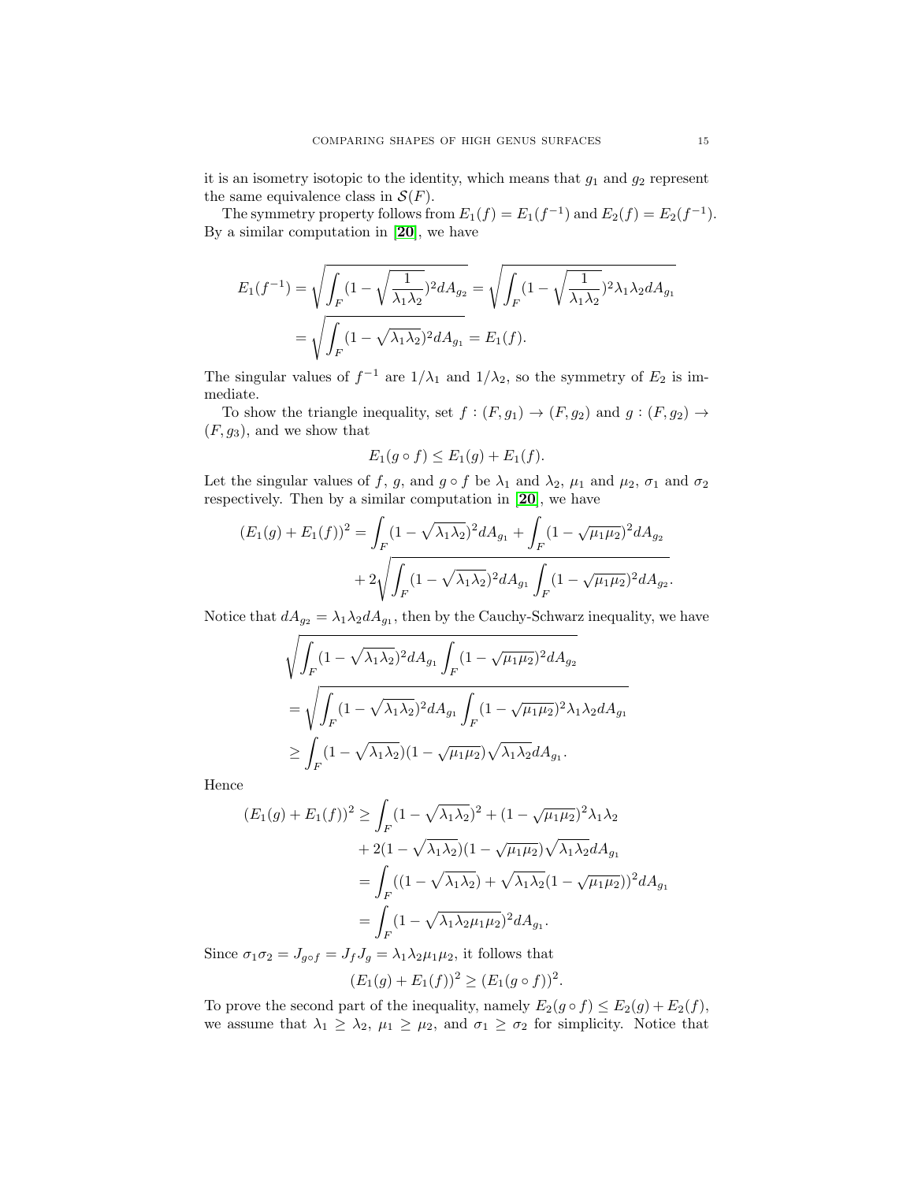it is an isometry isotopic to the identity, which means that $g_1$ and $g_2$ represent the same equivalence class in $\mathcal{S}(F)$.

The symmetry property follows from $E_1(f) = E_1(f^{-1})$ and $E_2(f) = E_2(f^{-1})$. By a similar computation in [20], we have

$$\begin{aligned}
E_1(f^{-1}) &= \sqrt{\int_F (1 - \sqrt{\frac{1}{\lambda_1\lambda_2}})^2 dA_{g_2}} = \sqrt{\int_F (1 - \sqrt{\frac{1}{\lambda_1\lambda_2}})^2 \lambda_1\lambda_2 dA_{g_1}} \\
&= \sqrt{\int_F (1 - \sqrt{\lambda_1\lambda_2})^2 dA_{g_1}} = E_1(f).
\end{aligned}$$

The singular values of $f^{-1}$ are $1/\lambda_1$ and $1/\lambda_2$, so the symmetry of $E_2$ is immediate.

To show the triangle inequality, set $f : (F, g_1) \to (F, g_2)$ and $g : (F, g_2) \to (F, g_3)$, and we show that

$$E_1(g \circ f) \leq E_1(g) + E_1(f).$$

Let the singular values of $f$, $g$, and $g \circ f$ be $\lambda_1$ and $\lambda_2$, $\mu_1$ and $\mu_2$, $\sigma_1$ and $\sigma_2$ respectively. Then by a similar computation in [20], we have

$$\begin{aligned}
(E_1(g) + E_1(f))^2 &= \int_F (1 - \sqrt{\lambda_1\lambda_2})^2 dA_{g_1} + \int_F (1 - \sqrt{\mu_1\mu_2})^2 dA_{g_2} \\
&\quad + 2\sqrt{\int_F (1 - \sqrt{\lambda_1\lambda_2})^2 dA_{g_1} \int_F (1 - \sqrt{\mu_1\mu_2})^2 dA_{g_2}}.
\end{aligned}$$

Notice that $dA_{g_2} = \lambda_1\lambda_2 dA_{g_1}$, then by the Cauchy-Schwarz inequality, we have

$$\begin{aligned}
&\sqrt{\int_F (1 - \sqrt{\lambda_1\lambda_2})^2 dA_{g_1} \int_F (1 - \sqrt{\mu_1\mu_2})^2 dA_{g_2}} \\
&= \sqrt{\int_F (1 - \sqrt{\lambda_1\lambda_2})^2 dA_{g_1} \int_F (1 - \sqrt{\mu_1\mu_2})^2 \lambda_1\lambda_2 dA_{g_1}} \\
&\geq \int_F (1 - \sqrt{\lambda_1\lambda_2})(1 - \sqrt{\mu_1\mu_2})\sqrt{\lambda_1\lambda_2} dA_{g_1}.
\end{aligned}$$

Hence

$$\begin{aligned}
(E_1(g) + E_1(f))^2 &\geq \int_F (1 - \sqrt{\lambda_1\lambda_2})^2 + (1 - \sqrt{\mu_1\mu_2})^2 \lambda_1\lambda_2 \\
&\quad + 2(1 - \sqrt{\lambda_1\lambda_2})(1 - \sqrt{\mu_1\mu_2})\sqrt{\lambda_1\lambda_2} dA_{g_1} \\
&= \int_F ((1 - \sqrt{\lambda_1\lambda_2}) + \sqrt{\lambda_1\lambda_2}(1 - \sqrt{\mu_1\mu_2}))^2 dA_{g_1} \\
&= \int_F (1 - \sqrt{\lambda_1\lambda_2\mu_1\mu_2})^2 dA_{g_1}.
\end{aligned}$$

Since $\sigma_1\sigma_2 = J_{g\circ f} = J_f J_g = \lambda_1\lambda_2\mu_1\mu_2$, it follows that

$$(E_1(g) + E_1(f))^2 \geq (E_1(g \circ f))^2.$$

To prove the second part of the inequality, namely $E_2(g \circ f) \leq E_2(g) + E_2(f)$, we assume that $\lambda_1 \geq \lambda_2$, $\mu_1 \geq \mu_2$, and $\sigma_1 \geq \sigma_2$ for simplicity. Notice that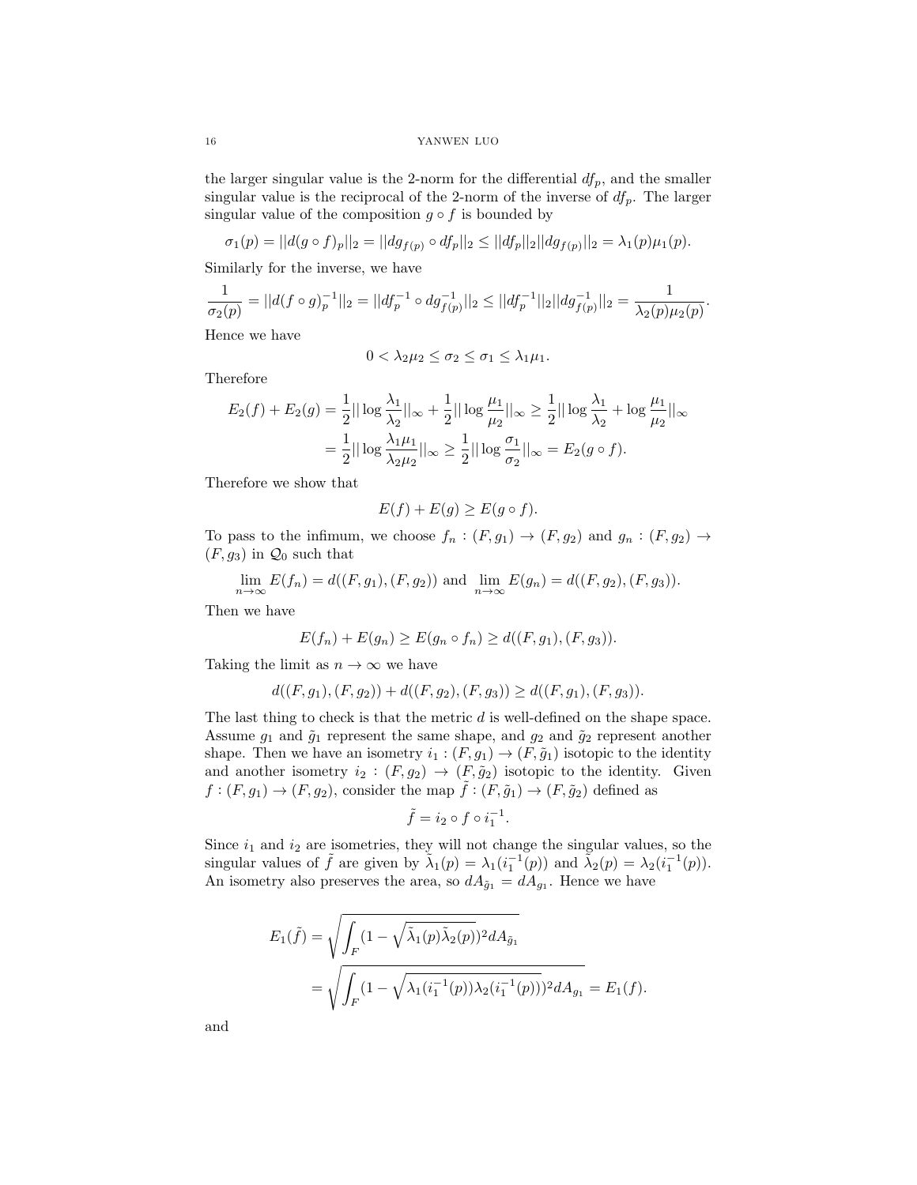the larger singular value is the 2-norm for the differential $df_p$, and the smaller singular value is the reciprocal of the 2-norm of the inverse of $df_p$. The larger singular value of the composition $g \circ f$ is bounded by

$$\sigma_1(p) = ||d(g \circ f)_p||_2 = ||dg_{f(p)} \circ df_p||_2 \leq ||df_p||_2||dg_{f(p)}||_2 = \lambda_1(p)\mu_1(p).$$

Similarly for the inverse, we have

$$\frac{1}{\sigma_2(p)} = ||d(f \circ g)_p^{-1}||_2 = ||df_p^{-1} \circ dg_{f(p)}^{-1}||_2 \leq ||df_p^{-1}||_2||dg_{f(p)}^{-1}||_2 = \frac{1}{\lambda_2(p)\mu_2(p)}.$$

Hence we have

$$0 < \lambda_2\mu_2 \leq \sigma_2 \leq \sigma_1 \leq \lambda_1\mu_1.$$

Therefore

$$\begin{aligned}
E_2(f) + E_2(g) &= \frac{1}{2}||\log\frac{\lambda_1}{\lambda_2}||_\infty + \frac{1}{2}||\log\frac{\mu_1}{\mu_2}||_\infty \geq \frac{1}{2}||\log\frac{\lambda_1}{\lambda_2} + \log\frac{\mu_1}{\mu_2}||_\infty \\
&= \frac{1}{2}||\log\frac{\lambda_1\mu_1}{\lambda_2\mu_2}||_\infty \geq \frac{1}{2}||\log\frac{\sigma_1}{\sigma_2}||_\infty = E_2(g \circ f).
\end{aligned}$$

Therefore we show that

$$E(f) + E(g) \geq E(g \circ f).$$

To pass to the infimum, we choose $f_n : (F, g_1) \to (F, g_2)$ and $g_n : (F, g_2) \to (F, g_3)$ in $\mathcal{Q}_0$ such that

$$\lim_{n\to\infty} E(f_n) = d((F, g_1), (F, g_2)) \text{ and } \lim_{n\to\infty} E(g_n) = d((F, g_2), (F, g_3)).$$

Then we have

$$E(f_n) + E(g_n) \geq E(g_n \circ f_n) \geq d((F, g_1), (F, g_3)).$$

Taking the limit as $n \to \infty$ we have

$$d((F, g_1), (F, g_2)) + d((F, g_2), (F, g_3)) \geq d((F, g_1), (F, g_3)).$$

The last thing to check is that the metric $d$ is well-defined on the shape space. Assume $g_1$ and $\tilde{g}_1$ represent the same shape, and $g_2$ and $\tilde{g}_2$ represent another shape. Then we have an isometry $i_1 : (F, g_1) \to (F, \tilde{g}_1)$ isotopic to the identity and another isometry $i_2 : (F, g_2) \to (F, \tilde{g}_2)$ isotopic to the identity. Given $f : (F, g_1) \to (F, g_2)$, consider the map $\tilde{f} : (F, \tilde{g}_1) \to (F, \tilde{g}_2)$ defined as

$$\tilde{f} = i_2 \circ f \circ i_1^{-1}.$$

Since $i_1$ and $i_2$ are isometries, they will not change the singular values, so the singular values of $\tilde{f}$ are given by $\tilde{\lambda}_1(p) = \lambda_1(i_1^{-1}(p))$ and $\tilde{\lambda}_2(p) = \lambda_2(i_1^{-1}(p))$. An isometry also preserves the area, so $dA_{\tilde{g}_1} = dA_{g_1}$. Hence we have

$$\begin{aligned}
E_1(\tilde{f}) &= \sqrt{\int_F (1 - \sqrt{\tilde{\lambda}_1(p)\tilde{\lambda}_2(p)})^2 dA_{\tilde{g}_1}} \\
&= \sqrt{\int_F (1 - \sqrt{\lambda_1(i_1^{-1}(p))\lambda_2(i_1^{-1}(p))})^2 dA_{g_1}} = E_1(f).
\end{aligned}$$

and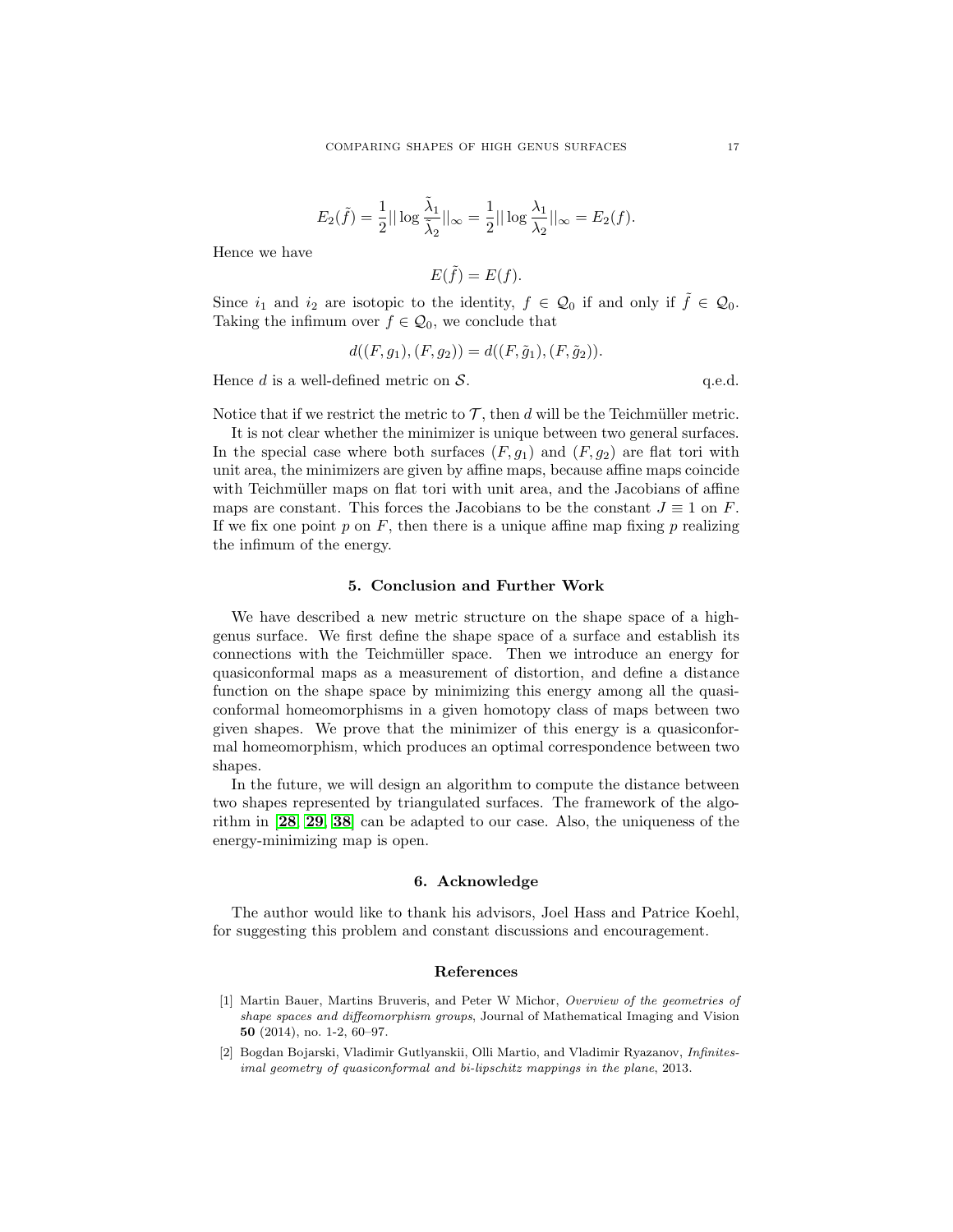$$E_2(\tilde{f}) = \frac{1}{2}|| \log \frac{\tilde{\lambda}_1}{\tilde{\lambda}_2}||_\infty = \frac{1}{2}|| \log \frac{\lambda_1}{\lambda_2}||_\infty = E_2(f).$$

Hence we have

$$E(\tilde{f}) = E(f).$$

Since $i_1$ and $i_2$ are isotopic to the identity, $f \in \mathcal{Q}_0$ if and only if $\tilde{f} \in \mathcal{Q}_0$. Taking the infimum over $f \in \mathcal{Q}_0$, we conclude that

$$d((F, g_1), (F, g_2)) = d((F, \tilde{g}_1), (F, \tilde{g}_2)).$$

Hence $d$ is a well-defined metric on $\mathcal{S}$. q.e.d.

Notice that if we restrict the metric to $\mathcal{T}$, then $d$ will be the Teichmüller metric.

It is not clear whether the minimizer is unique between two general surfaces. In the special case where both surfaces $(F, g_1)$ and $(F, g_2)$ are flat tori with unit area, the minimizers are given by affine maps, because affine maps coincide with Teichmüller maps on flat tori with unit area, and the Jacobians of affine maps are constant. This forces the Jacobians to be the constant $J \equiv 1$ on $F$. If we fix one point $p$ on $F$, then there is a unique affine map fixing $p$ realizing the infimum of the energy.

## 5. Conclusion and Further Work

We have described a new metric structure on the shape space of a high-genus surface. We first define the shape space of a surface and establish its connections with the Teichmüller space. Then we introduce an energy for quasiconformal maps as a measurement of distortion, and define a distance function on the shape space by minimizing this energy among all the quasiconformal homeomorphisms in a given homotopy class of maps between two given shapes. We prove that the minimizer of this energy is a quasiconformal homeomorphism, which produces an optimal correspondence between two shapes.

In the future, we will design an algorithm to compute the distance between two shapes represented by triangulated surfaces. The framework of the algorithm in [**28**, **29**, **38**] can be adapted to our case. Also, the uniqueness of the energy-minimizing map is open.

## 6. Acknowledge

The author would like to thank his advisors, Joel Hass and Patrice Koehl, for suggesting this problem and constant discussions and encouragement.

## References

[1] Martin Bauer, Martins Bruveris, and Peter W Michor, *Overview of the geometries of shape spaces and diffeomorphism groups*, Journal of Mathematical Imaging and Vision **50** (2014), no. 1-2, 60–97.

[2] Bogdan Bojarski, Vladimir Gutlyanskii, Olli Martio, and Vladimir Ryazanov, *Infinitesimal geometry of quasiconformal and bi-lipschitz mappings in the plane*, 2013.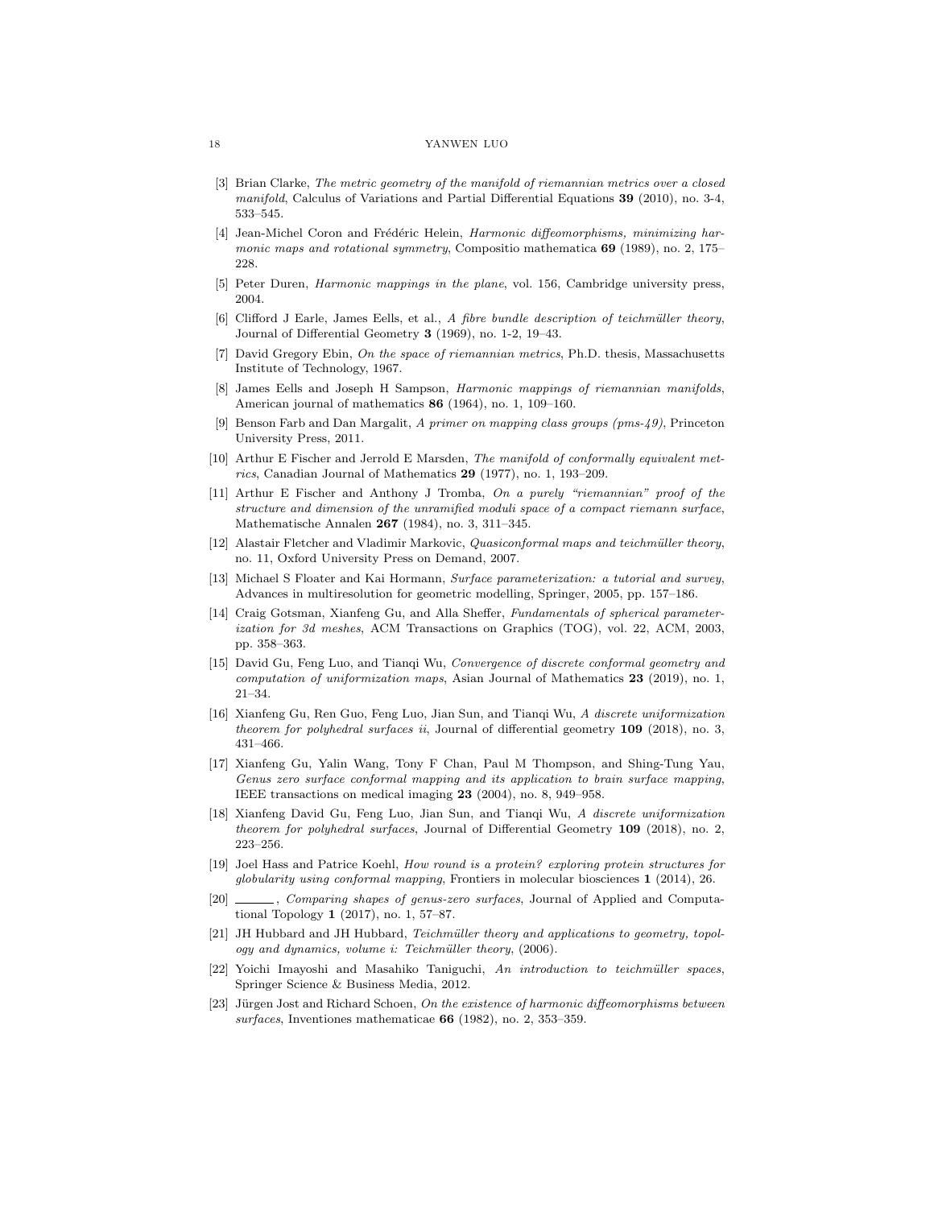[3] Brian Clarke, *The metric geometry of the manifold of riemannian metrics over a closed manifold*, Calculus of Variations and Partial Differential Equations **39** (2010), no. 3-4, 533–545.

[4] Jean-Michel Coron and Frédéric Helein, *Harmonic diffeomorphisms, minimizing harmonic maps and rotational symmetry*, Compositio mathematica **69** (1989), no. 2, 175–228.

[5] Peter Duren, *Harmonic mappings in the plane*, vol. 156, Cambridge university press, 2004.

[6] Clifford J Earle, James Eells, et al., *A fibre bundle description of teichmüller theory*, Journal of Differential Geometry **3** (1969), no. 1-2, 19–43.

[7] David Gregory Ebin, *On the space of riemannian metrics*, Ph.D. thesis, Massachusetts Institute of Technology, 1967.

[8] James Eells and Joseph H Sampson, *Harmonic mappings of riemannian manifolds*, American journal of mathematics **86** (1964), no. 1, 109–160.

[9] Benson Farb and Dan Margalit, *A primer on mapping class groups (pms-49)*, Princeton University Press, 2011.

[10] Arthur E Fischer and Jerrold E Marsden, *The manifold of conformally equivalent metrics*, Canadian Journal of Mathematics **29** (1977), no. 1, 193–209.

[11] Arthur E Fischer and Anthony J Tromba, *On a purely "riemannian" proof of the structure and dimension of the unramified moduli space of a compact riemann surface*, Mathematische Annalen **267** (1984), no. 3, 311–345.

[12] Alastair Fletcher and Vladimir Markovic, *Quasiconformal maps and teichmüller theory*, no. 11, Oxford University Press on Demand, 2007.

[13] Michael S Floater and Kai Hormann, *Surface parameterization: a tutorial and survey*, Advances in multiresolution for geometric modelling, Springer, 2005, pp. 157–186.

[14] Craig Gotsman, Xianfeng Gu, and Alla Sheffer, *Fundamentals of spherical parameterization for 3d meshes*, ACM Transactions on Graphics (TOG), vol. 22, ACM, 2003, pp. 358–363.

[15] David Gu, Feng Luo, and Tianqi Wu, *Convergence of discrete conformal geometry and computation of uniformization maps*, Asian Journal of Mathematics **23** (2019), no. 1, 21–34.

[16] Xianfeng Gu, Ren Guo, Feng Luo, Jian Sun, and Tianqi Wu, *A discrete uniformization theorem for polyhedral surfaces ii*, Journal of differential geometry **109** (2018), no. 3, 431–466.

[17] Xianfeng Gu, Yalin Wang, Tony F Chan, Paul M Thompson, and Shing-Tung Yau, *Genus zero surface conformal mapping and its application to brain surface mapping*, IEEE transactions on medical imaging **23** (2004), no. 8, 949–958.

[18] Xianfeng David Gu, Feng Luo, Jian Sun, and Tianqi Wu, *A discrete uniformization theorem for polyhedral surfaces*, Journal of Differential Geometry **109** (2018), no. 2, 223–256.

[19] Joel Hass and Patrice Koehl, *How round is a protein? exploring protein structures for globularity using conformal mapping*, Frontiers in molecular biosciences **1** (2014), 26.

[20] ______, *Comparing shapes of genus-zero surfaces*, Journal of Applied and Computational Topology **1** (2017), no. 1, 57–87.

[21] JH Hubbard and JH Hubbard, *Teichmüller theory and applications to geometry, topology and dynamics, volume i: Teichmüller theory*, (2006).

[22] Yoichi Imayoshi and Masahiko Taniguchi, *An introduction to teichmüller spaces*, Springer Science & Business Media, 2012.

[23] Jürgen Jost and Richard Schoen, *On the existence of harmonic diffeomorphisms between surfaces*, Inventiones mathematicae **66** (1982), no. 2, 353–359.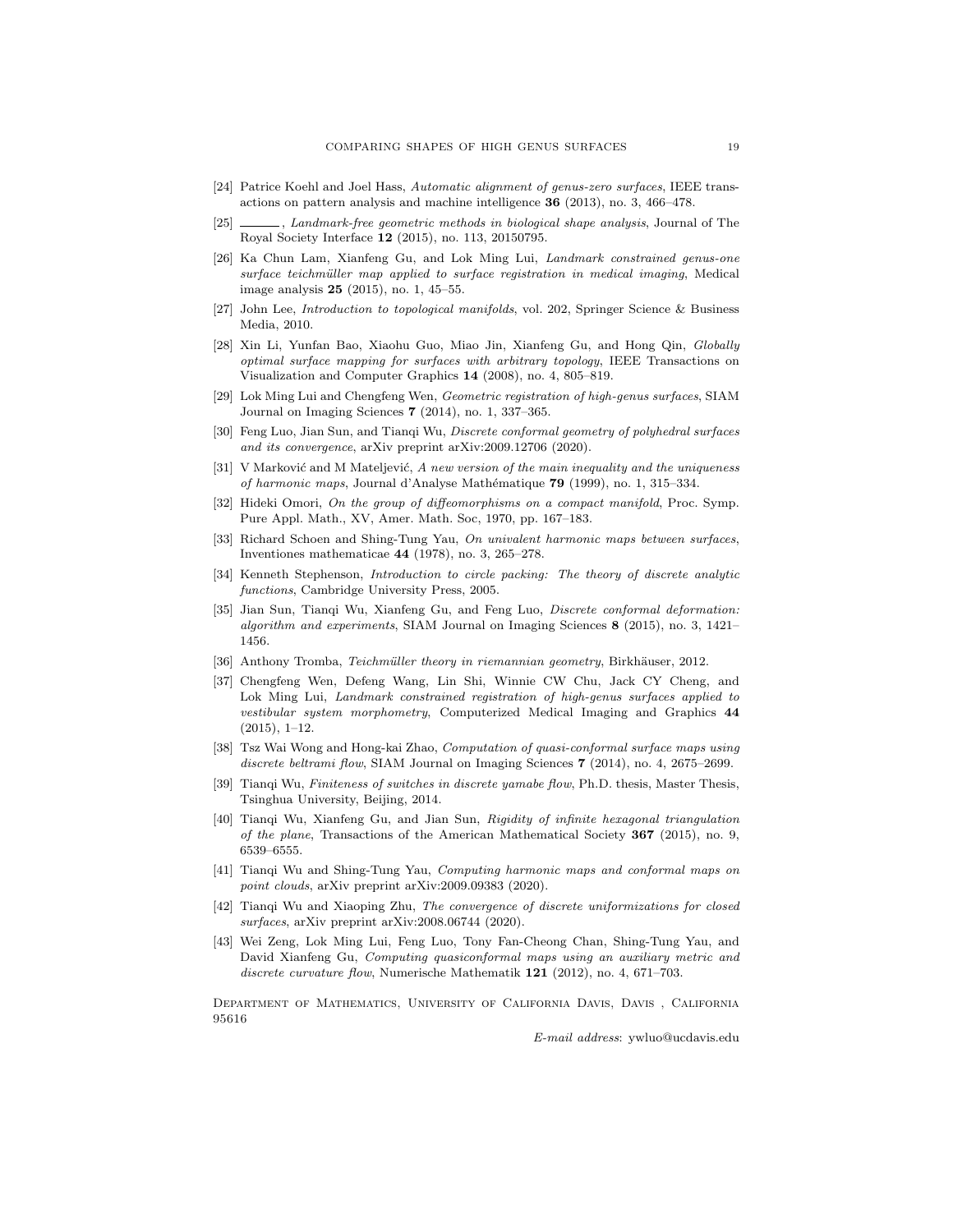[24] Patrice Koehl and Joel Hass, *Automatic alignment of genus-zero surfaces*, IEEE transactions on pattern analysis and machine intelligence **36** (2013), no. 3, 466–478.

[25] ______, *Landmark-free geometric methods in biological shape analysis*, Journal of The Royal Society Interface **12** (2015), no. 113, 20150795.

[26] Ka Chun Lam, Xianfeng Gu, and Lok Ming Lui, *Landmark constrained genus-one surface teichmüller map applied to surface registration in medical imaging*, Medical image analysis **25** (2015), no. 1, 45–55.

[27] John Lee, *Introduction to topological manifolds*, vol. 202, Springer Science & Business Media, 2010.

[28] Xin Li, Yunfan Bao, Xiaohu Guo, Miao Jin, Xianfeng Gu, and Hong Qin, *Globally optimal surface mapping for surfaces with arbitrary topology*, IEEE Transactions on Visualization and Computer Graphics **14** (2008), no. 4, 805–819.

[29] Lok Ming Lui and Chengfeng Wen, *Geometric registration of high-genus surfaces*, SIAM Journal on Imaging Sciences **7** (2014), no. 1, 337–365.

[30] Feng Luo, Jian Sun, and Tianqi Wu, *Discrete conformal geometry of polyhedral surfaces and its convergence*, arXiv preprint arXiv:2009.12706 (2020).

[31] V Marković and M Mateljević, *A new version of the main inequality and the uniqueness of harmonic maps*, Journal d'Analyse Mathématique **79** (1999), no. 1, 315–334.

[32] Hideki Omori, *On the group of diffeomorphisms on a compact manifold*, Proc. Symp. Pure Appl. Math., XV, Amer. Math. Soc, 1970, pp. 167–183.

[33] Richard Schoen and Shing-Tung Yau, *On univalent harmonic maps between surfaces*, Inventiones mathematicae **44** (1978), no. 3, 265–278.

[34] Kenneth Stephenson, *Introduction to circle packing: The theory of discrete analytic functions*, Cambridge University Press, 2005.

[35] Jian Sun, Tianqi Wu, Xianfeng Gu, and Feng Luo, *Discrete conformal deformation: algorithm and experiments*, SIAM Journal on Imaging Sciences **8** (2015), no. 3, 1421–1456.

[36] Anthony Tromba, *Teichmüller theory in riemannian geometry*, Birkhäuser, 2012.

[37] Chengfeng Wen, Defeng Wang, Lin Shi, Winnie CW Chu, Jack CY Cheng, and Lok Ming Lui, *Landmark constrained registration of high-genus surfaces applied to vestibular system morphometry*, Computerized Medical Imaging and Graphics **44** (2015), 1–12.

[38] Tsz Wai Wong and Hong-kai Zhao, *Computation of quasi-conformal surface maps using discrete beltrami flow*, SIAM Journal on Imaging Sciences **7** (2014), no. 4, 2675–2699.

[39] Tianqi Wu, *Finiteness of switches in discrete yamabe flow*, Ph.D. thesis, Master Thesis, Tsinghua University, Beijing, 2014.

[40] Tianqi Wu, Xianfeng Gu, and Jian Sun, *Rigidity of infinite hexagonal triangulation of the plane*, Transactions of the American Mathematical Society **367** (2015), no. 9, 6539–6555.

[41] Tianqi Wu and Shing-Tung Yau, *Computing harmonic maps and conformal maps on point clouds*, arXiv preprint arXiv:2009.09383 (2020).

[42] Tianqi Wu and Xiaoping Zhu, *The convergence of discrete uniformizations for closed surfaces*, arXiv preprint arXiv:2008.06744 (2020).

[43] Wei Zeng, Lok Ming Lui, Feng Luo, Tony Fan-Cheong Chan, Shing-Tung Yau, and David Xianfeng Gu, *Computing quasiconformal maps using an auxiliary metric and discrete curvature flow*, Numerische Mathematik **121** (2012), no. 4, 671–703.

Department of Mathematics, University of California Davis, Davis , California 95616

*E-mail address*: ywluo@ucdavis.edu